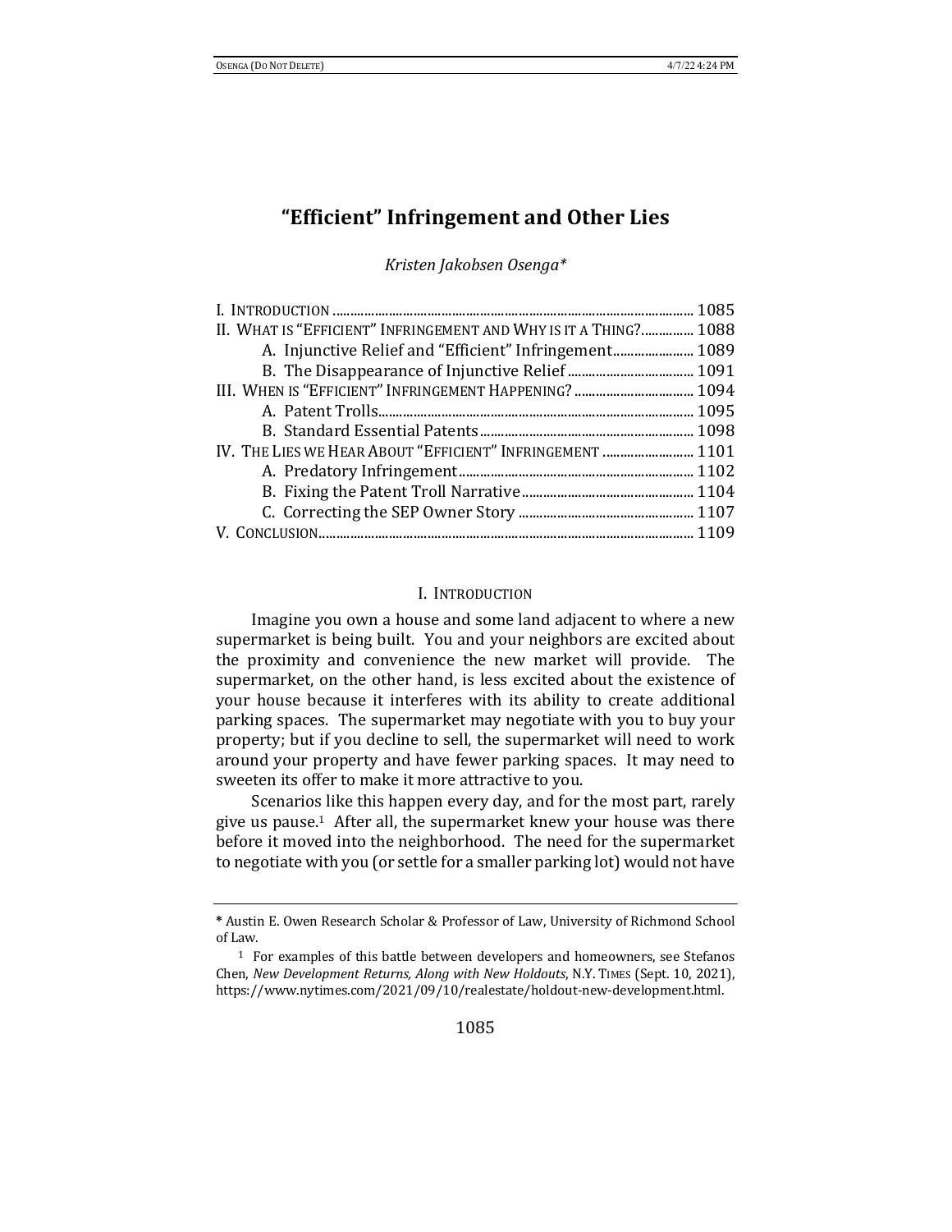# "Efficient" Infringement and Other Lies

*Kristen Jakobsen Osenga\**

I. Introduction ........................................................................................ 1085
II. What is "Efficient" Infringement and Why is it a Thing? ............... 1088
&nbsp;&nbsp;&nbsp;&nbsp;A. Injunctive Relief and "Efficient" Infringement ....................... 1089
&nbsp;&nbsp;&nbsp;&nbsp;B. The Disappearance of Injunctive Relief .................................... 1091
III. When is "Efficient" Infringement Happening? .................................. 1094
&nbsp;&nbsp;&nbsp;&nbsp;A. Patent Trolls ........................................................................................ 1095
&nbsp;&nbsp;&nbsp;&nbsp;B. Standard Essential Patents ............................................................. 1098
IV. The Lies we Hear About "Efficient" Infringement .......................... 1101
&nbsp;&nbsp;&nbsp;&nbsp;A. Predatory Infringement ................................................................... 1102
&nbsp;&nbsp;&nbsp;&nbsp;B. Fixing the Patent Troll Narrative ................................................. 1104
&nbsp;&nbsp;&nbsp;&nbsp;C. Correcting the SEP Owner Story .................................................. 1107
V. Conclusion ............................................................................................ 1109

## I. Introduction

Imagine you own a house and some land adjacent to where a new supermarket is being built. You and your neighbors are excited about the proximity and convenience the new market will provide. The supermarket, on the other hand, is less excited about the existence of your house because it interferes with its ability to create additional parking spaces. The supermarket may negotiate with you to buy your property; but if you decline to sell, the supermarket will need to work around your property and have fewer parking spaces. It may need to sweeten its offer to make it more attractive to you.

Scenarios like this happen every day, and for the most part, rarely give us pause.[1] After all, the supermarket knew your house was there before it moved into the neighborhood. The need for the supermarket to negotiate with you (or settle for a smaller parking lot) would not have

---

\* Austin E. Owen Research Scholar & Professor of Law, University of Richmond School of Law.

[1] For examples of this battle between developers and homeowners, see Stefanos Chen, *New Development Returns, Along with New Holdouts*, N.Y. Times (Sept. 10, 2021), https://www.nytimes.com/2021/09/10/realestate/holdout-new-development.html.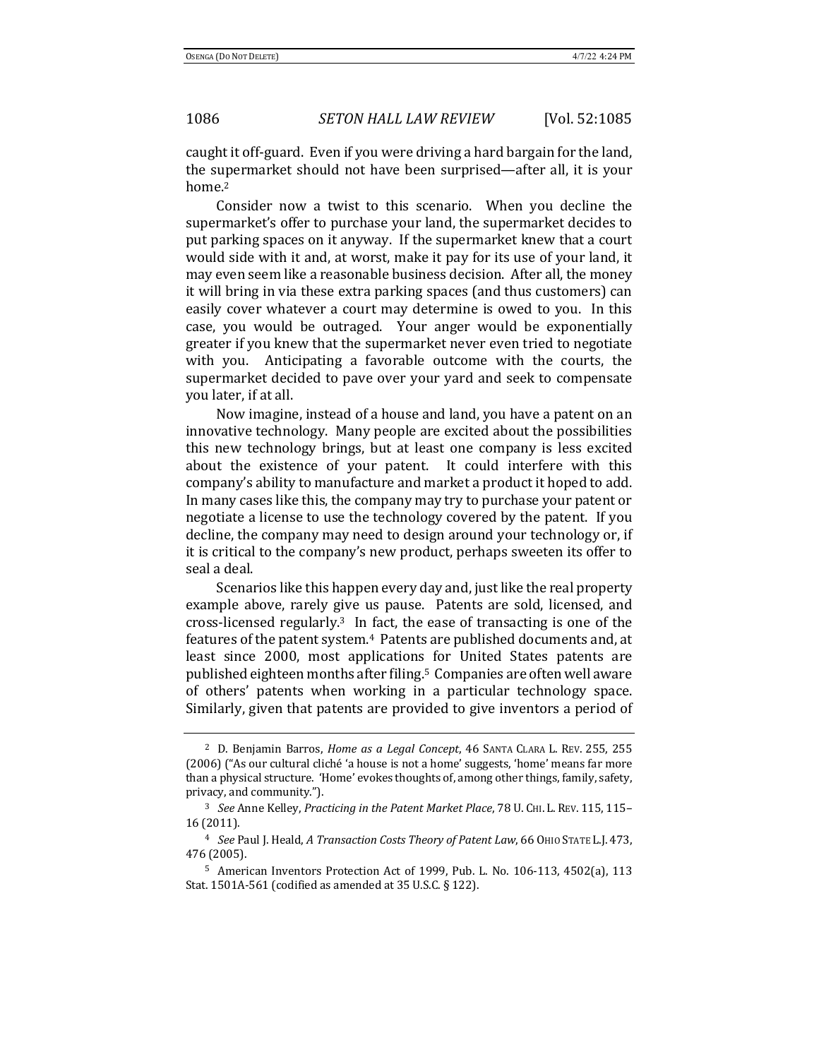caught it off-guard. Even if you were driving a hard bargain for the land, the supermarket should not have been surprised—after all, it is your home.[2]

Consider now a twist to this scenario. When you decline the supermarket's offer to purchase your land, the supermarket decides to put parking spaces on it anyway. If the supermarket knew that a court would side with it and, at worst, make it pay for its use of your land, it may even seem like a reasonable business decision. After all, the money it will bring in via these extra parking spaces (and thus customers) can easily cover whatever a court may determine is owed to you. In this case, you would be outraged. Your anger would be exponentially greater if you knew that the supermarket never even tried to negotiate with you. Anticipating a favorable outcome with the courts, the supermarket decided to pave over your yard and seek to compensate you later, if at all.

Now imagine, instead of a house and land, you have a patent on an innovative technology. Many people are excited about the possibilities this new technology brings, but at least one company is less excited about the existence of your patent. It could interfere with this company's ability to manufacture and market a product it hoped to add. In many cases like this, the company may try to purchase your patent or negotiate a license to use the technology covered by the patent. If you decline, the company may need to design around your technology or, if it is critical to the company's new product, perhaps sweeten its offer to seal a deal.

Scenarios like this happen every day and, just like the real property example above, rarely give us pause. Patents are sold, licensed, and cross-licensed regularly.[3] In fact, the ease of transacting is one of the features of the patent system.[4] Patents are published documents and, at least since 2000, most applications for United States patents are published eighteen months after filing.[5] Companies are often well aware of others' patents when working in a particular technology space. Similarly, given that patents are provided to give inventors a period of

---

[2] D. Benjamin Barros, *Home as a Legal Concept*, 46 SANTA CLARA L. REV. 255, 255 (2006) ("As our cultural cliché 'a house is not a home' suggests, 'home' means far more than a physical structure. 'Home' evokes thoughts of, among other things, family, safety, privacy, and community.").

[3] *See* Anne Kelley, *Practicing in the Patent Market Place*, 78 U. CHI. L. REV. 115, 115–16 (2011).

[4] *See* Paul J. Heald, *A Transaction Costs Theory of Patent Law*, 66 OHIO STATE L.J. 473, 476 (2005).

[5] American Inventors Protection Act of 1999, Pub. L. No. 106-113, 4502(a), 113 Stat. 1501A-561 (codified as amended at 35 U.S.C. § 122).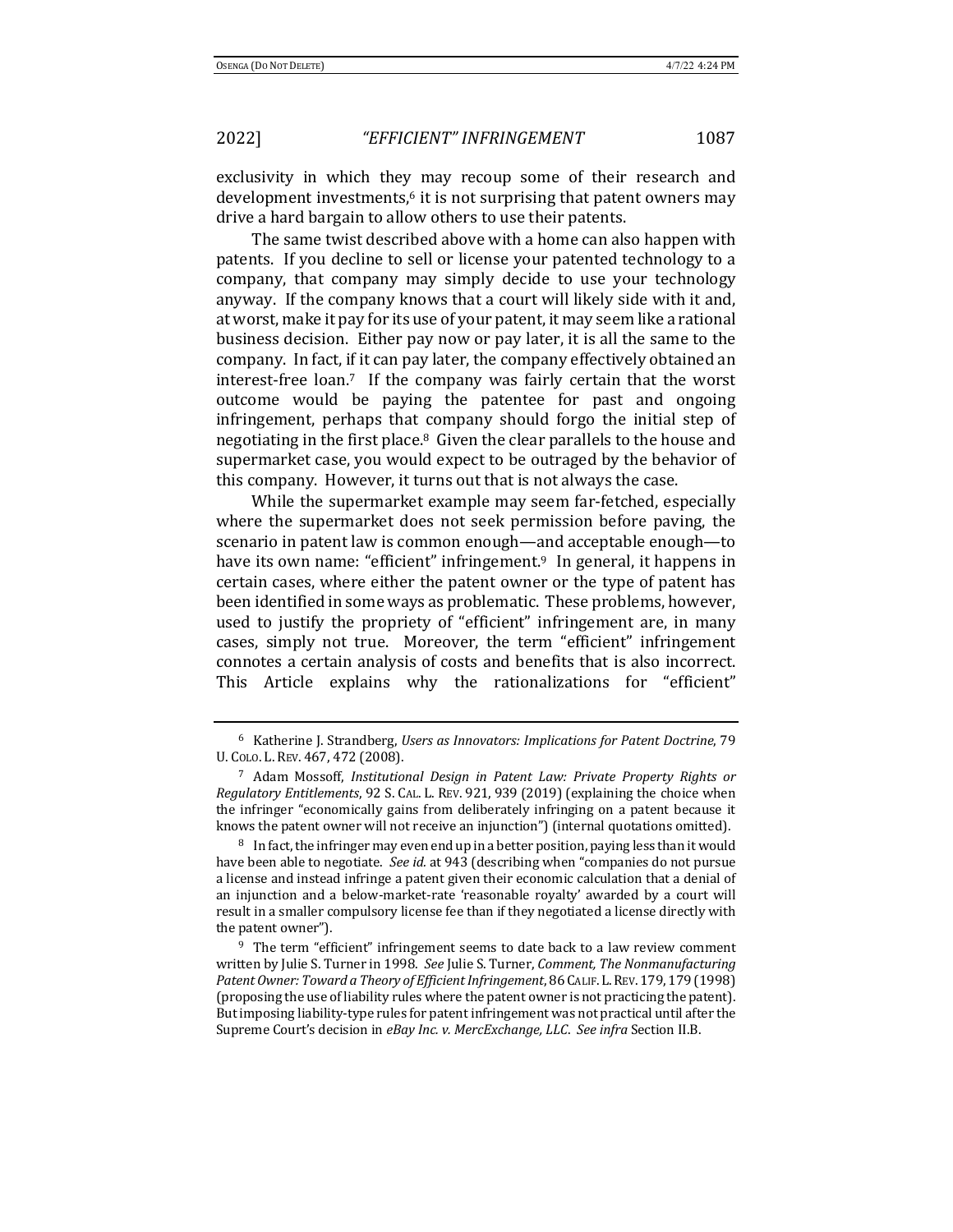exclusivity in which they may recoup some of their research and development investments,[6] it is not surprising that patent owners may drive a hard bargain to allow others to use their patents.

The same twist described above with a home can also happen with patents. If you decline to sell or license your patented technology to a company, that company may simply decide to use your technology anyway. If the company knows that a court will likely side with it and, at worst, make it pay for its use of your patent, it may seem like a rational business decision. Either pay now or pay later, it is all the same to the company. In fact, if it can pay later, the company effectively obtained an interest-free loan.[7] If the company was fairly certain that the worst outcome would be paying the patentee for past and ongoing infringement, perhaps that company should forgo the initial step of negotiating in the first place.[8] Given the clear parallels to the house and supermarket case, you would expect to be outraged by the behavior of this company. However, it turns out that is not always the case.

While the supermarket example may seem far-fetched, especially where the supermarket does not seek permission before paving, the scenario in patent law is common enough—and acceptable enough—to have its own name: "efficient" infringement.[9] In general, it happens in certain cases, where either the patent owner or the type of patent has been identified in some ways as problematic. These problems, however, used to justify the propriety of "efficient" infringement are, in many cases, simply not true. Moreover, the term "efficient" infringement connotes a certain analysis of costs and benefits that is also incorrect. This Article explains why the rationalizations for "efficient"

---

[6] Katherine J. Strandberg, *Users as Innovators: Implications for Patent Doctrine*, 79 U. COLO. L. REV. 467, 472 (2008).

[7] Adam Mossoff, *Institutional Design in Patent Law: Private Property Rights or Regulatory Entitlements*, 92 S. CAL. L. REV. 921, 939 (2019) (explaining the choice when the infringer "economically gains from deliberately infringing on a patent because it knows the patent owner will not receive an injunction") (internal quotations omitted).

[8] In fact, the infringer may even end up in a better position, paying less than it would have been able to negotiate. *See id.* at 943 (describing when "companies do not pursue a license and instead infringe a patent given their economic calculation that a denial of an injunction and a below-market-rate 'reasonable royalty' awarded by a court will result in a smaller compulsory license fee than if they negotiated a license directly with the patent owner").

[9] The term "efficient" infringement seems to date back to a law review comment written by Julie S. Turner in 1998. *See* Julie S. Turner, *Comment, The Nonmanufacturing Patent Owner: Toward a Theory of Efficient Infringement*, 86 CALIF. L. REV. 179, 179 (1998) (proposing the use of liability rules where the patent owner is not practicing the patent). But imposing liability-type rules for patent infringement was not practical until after the Supreme Court's decision in *eBay Inc. v. MercExchange, LLC*. *See infra* Section II.B.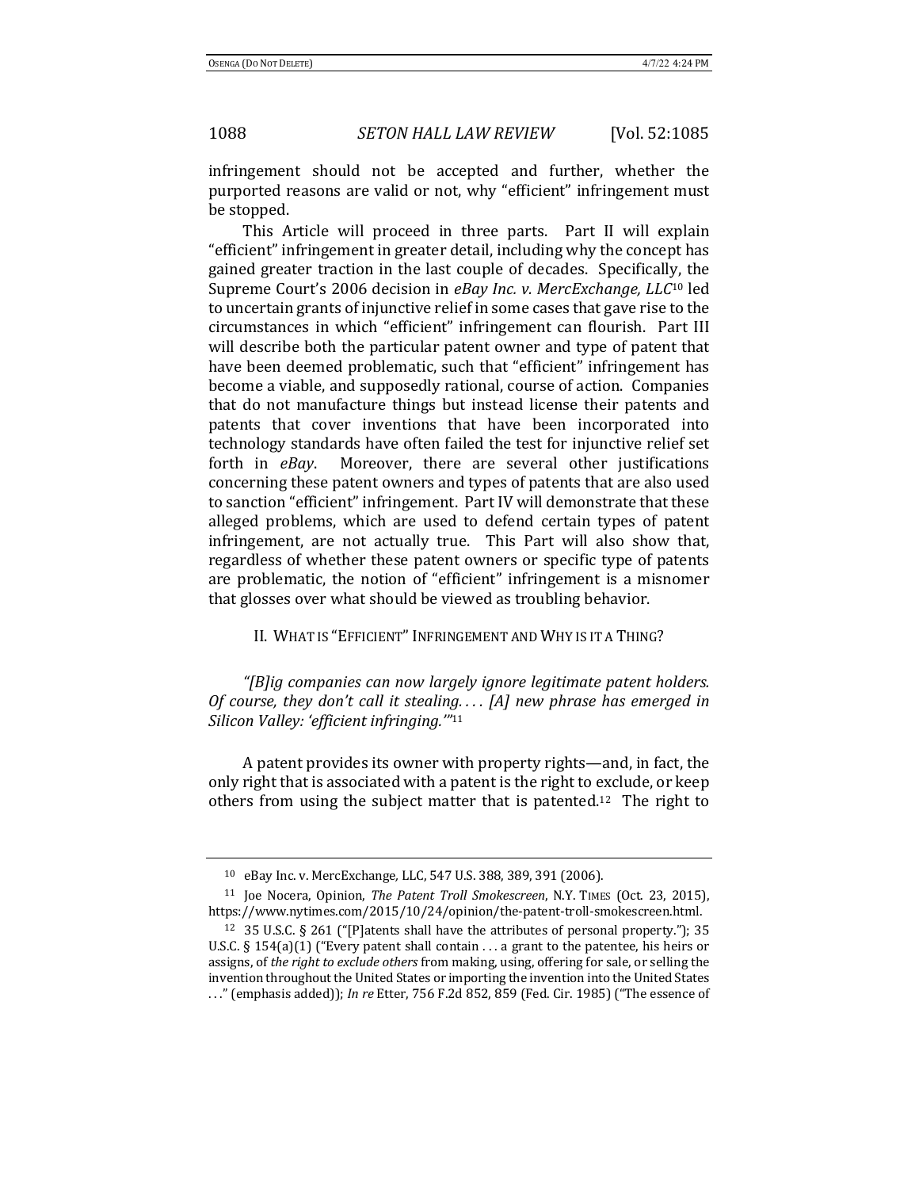infringement should not be accepted and further, whether the purported reasons are valid or not, why "efficient" infringement must be stopped.

This Article will proceed in three parts. Part II will explain "efficient" infringement in greater detail, including why the concept has gained greater traction in the last couple of decades. Specifically, the Supreme Court's 2006 decision in *eBay Inc. v. MercExchange, LLC*[10] led to uncertain grants of injunctive relief in some cases that gave rise to the circumstances in which "efficient" infringement can flourish. Part III will describe both the particular patent owner and type of patent that have been deemed problematic, such that "efficient" infringement has become a viable, and supposedly rational, course of action. Companies that do not manufacture things but instead license their patents and patents that cover inventions that have been incorporated into technology standards have often failed the test for injunctive relief set forth in *eBay*. Moreover, there are several other justifications concerning these patent owners and types of patents that are also used to sanction "efficient" infringement. Part IV will demonstrate that these alleged problems, which are used to defend certain types of patent infringement, are not actually true. This Part will also show that, regardless of whether these patent owners or specific type of patents are problematic, the notion of "efficient" infringement is a misnomer that glosses over what should be viewed as troubling behavior.

## II. WHAT IS "EFFICIENT" INFRINGEMENT AND WHY IS IT A THING?

*"[B]ig companies can now largely ignore legitimate patent holders. Of course, they don't call it stealing. . . . [A] new phrase has emerged in Silicon Valley: 'efficient infringing.'"*[11]

A patent provides its owner with property rights—and, in fact, the only right that is associated with a patent is the right to exclude, or keep others from using the subject matter that is patented.[12] The right to

---

[10] eBay Inc. v. MercExchange, LLC, 547 U.S. 388, 389, 391 (2006).

[11] Joe Nocera, Opinion, *The Patent Troll Smokescreen*, N.Y. TIMES (Oct. 23, 2015), https://www.nytimes.com/2015/10/24/opinion/the-patent-troll-smokescreen.html.

[12] 35 U.S.C. § 261 ("[P]atents shall have the attributes of personal property."); 35 U.S.C. § 154(a)(1) ("Every patent shall contain . . . a grant to the patentee, his heirs or assigns, of *the right to exclude others* from making, using, offering for sale, or selling the invention throughout the United States or importing the invention into the United States . . ." (emphasis added)); *In re* Etter, 756 F.2d 852, 859 (Fed. Cir. 1985) ("The essence of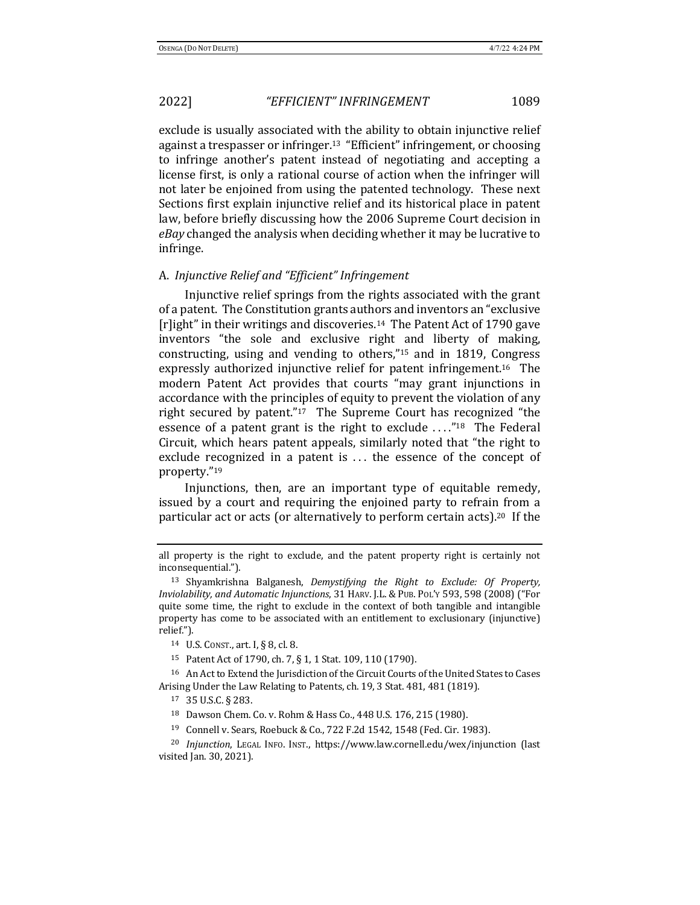exclude is usually associated with the ability to obtain injunctive relief against a trespasser or infringer.[13] "Efficient" infringement, or choosing to infringe another's patent instead of negotiating and accepting a license first, is only a rational course of action when the infringer will not later be enjoined from using the patented technology. These next Sections first explain injunctive relief and its historical place in patent law, before briefly discussing how the 2006 Supreme Court decision in *eBay* changed the analysis when deciding whether it may be lucrative to infringe.

### A. *Injunctive Relief and "Efficient" Infringement*

Injunctive relief springs from the rights associated with the grant of a patent. The Constitution grants authors and inventors an "exclusive [r]ight" in their writings and discoveries.[14] The Patent Act of 1790 gave inventors "the sole and exclusive right and liberty of making, constructing, using and vending to others,"[15] and in 1819, Congress expressly authorized injunctive relief for patent infringement.[16] The modern Patent Act provides that courts "may grant injunctions in accordance with the principles of equity to prevent the violation of any right secured by patent."[17] The Supreme Court has recognized "the essence of a patent grant is the right to exclude . . . ."[18] The Federal Circuit, which hears patent appeals, similarly noted that "the right to exclude recognized in a patent is . . . the essence of the concept of property."[19]

Injunctions, then, are an important type of equitable remedy, issued by a court and requiring the enjoined party to refrain from a particular act or acts (or alternatively to perform certain acts).[20] If the

---

all property is the right to exclude, and the patent property right is certainly not inconsequential.").

[13] Shyamkrishna Balganesh, *Demystifying the Right to Exclude: Of Property, Inviolability, and Automatic Injunctions*, 31 HARV. J.L. & PUB. POL'Y 593, 598 (2008) ("For quite some time, the right to exclude in the context of both tangible and intangible property has come to be associated with an entitlement to exclusionary (injunctive) relief.").

[14] U.S. CONST., art. I, § 8, cl. 8.

[15] Patent Act of 1790, ch. 7, § 1, 1 Stat. 109, 110 (1790).

[16] An Act to Extend the Jurisdiction of the Circuit Courts of the United States to Cases Arising Under the Law Relating to Patents, ch. 19, 3 Stat. 481, 481 (1819).

[17] 35 U.S.C. § 283.

[18] Dawson Chem. Co. v. Rohm & Hass Co., 448 U.S. 176, 215 (1980).

[19] Connell v. Sears, Roebuck & Co., 722 F.2d 1542, 1548 (Fed. Cir. 1983).

[20] *Injunction*, LEGAL INFO. INST., https://www.law.cornell.edu/wex/injunction (last visited Jan. 30, 2021).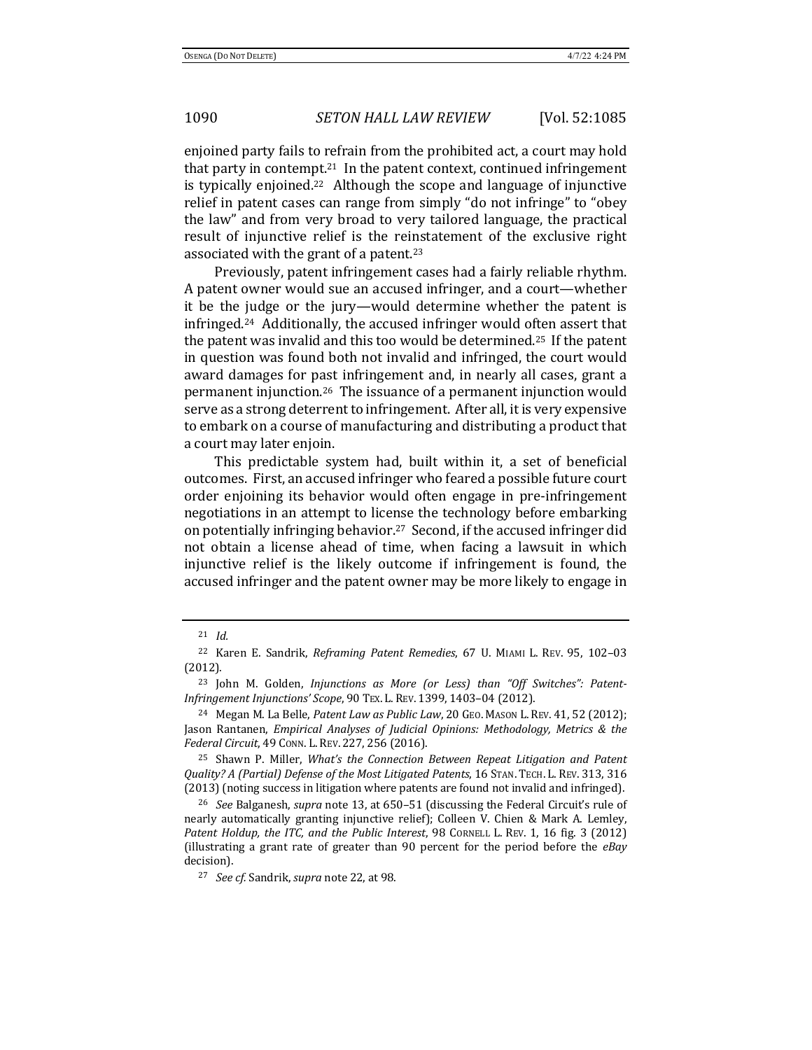enjoined party fails to refrain from the prohibited act, a court may hold that party in contempt.[21] In the patent context, continued infringement is typically enjoined.[22] Although the scope and language of injunctive relief in patent cases can range from simply "do not infringe" to "obey the law" and from very broad to very tailored language, the practical result of injunctive relief is the reinstatement of the exclusive right associated with the grant of a patent.[23]

Previously, patent infringement cases had a fairly reliable rhythm. A patent owner would sue an accused infringer, and a court—whether it be the judge or the jury—would determine whether the patent is infringed.[24] Additionally, the accused infringer would often assert that the patent was invalid and this too would be determined.[25] If the patent in question was found both not invalid and infringed, the court would award damages for past infringement and, in nearly all cases, grant a permanent injunction.[26] The issuance of a permanent injunction would serve as a strong deterrent to infringement. After all, it is very expensive to embark on a course of manufacturing and distributing a product that a court may later enjoin.

This predictable system had, built within it, a set of beneficial outcomes. First, an accused infringer who feared a possible future court order enjoining its behavior would often engage in pre-infringement negotiations in an attempt to license the technology before embarking on potentially infringing behavior.[27] Second, if the accused infringer did not obtain a license ahead of time, when facing a lawsuit in which injunctive relief is the likely outcome if infringement is found, the accused infringer and the patent owner may be more likely to engage in

---

[21] *Id.*

[22] Karen E. Sandrik, *Reframing Patent Remedies*, 67 U. MIAMI L. REV. 95, 102–03 (2012).

[23] John M. Golden, *Injunctions as More (or Less) than "Off Switches": Patent-Infringement Injunctions' Scope*, 90 TEX. L. REV. 1399, 1403–04 (2012).

[24] Megan M. La Belle, *Patent Law as Public Law*, 20 GEO. MASON L. REV. 41, 52 (2012); Jason Rantanen, *Empirical Analyses of Judicial Opinions: Methodology, Metrics & the Federal Circuit*, 49 CONN. L. REV. 227, 256 (2016).

[25] Shawn P. Miller, *What's the Connection Between Repeat Litigation and Patent Quality? A (Partial) Defense of the Most Litigated Patents*, 16 STAN. TECH. L. REV. 313, 316 (2013) (noting success in litigation where patents are found not invalid and infringed).

[26] *See* Balganesh, *supra* note 13, at 650–51 (discussing the Federal Circuit's rule of nearly automatically granting injunctive relief); Colleen V. Chien & Mark A. Lemley, *Patent Holdup, the ITC, and the Public Interest*, 98 CORNELL L. REV. 1, 16 fig. 3 (2012) (illustrating a grant rate of greater than 90 percent for the period before the *eBay* decision).

[27] *See cf.* Sandrik, *supra* note 22, at 98.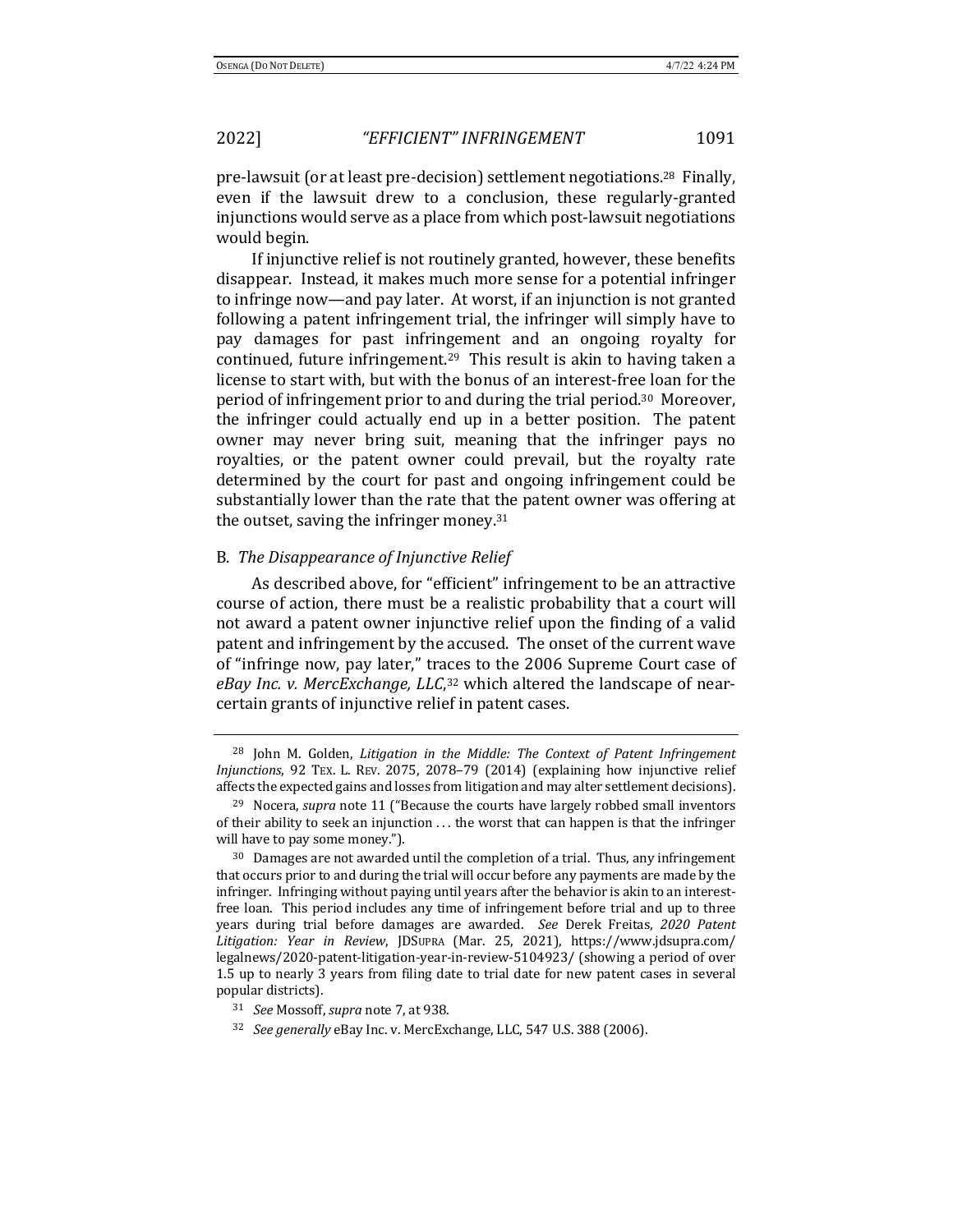pre-lawsuit (or at least pre-decision) settlement negotiations.[28] Finally, even if the lawsuit drew to a conclusion, these regularly-granted injunctions would serve as a place from which post-lawsuit negotiations would begin.

If injunctive relief is not routinely granted, however, these benefits disappear. Instead, it makes much more sense for a potential infringer to infringe now—and pay later. At worst, if an injunction is not granted following a patent infringement trial, the infringer will simply have to pay damages for past infringement and an ongoing royalty for continued, future infringement.[29] This result is akin to having taken a license to start with, but with the bonus of an interest-free loan for the period of infringement prior to and during the trial period.[30] Moreover, the infringer could actually end up in a better position. The patent owner may never bring suit, meaning that the infringer pays no royalties, or the patent owner could prevail, but the royalty rate determined by the court for past and ongoing infringement could be substantially lower than the rate that the patent owner was offering at the outset, saving the infringer money.[31]

### B. *The Disappearance of Injunctive Relief*

As described above, for "efficient" infringement to be an attractive course of action, there must be a realistic probability that a court will not award a patent owner injunctive relief upon the finding of a valid patent and infringement by the accused. The onset of the current wave of "infringe now, pay later," traces to the 2006 Supreme Court case of *eBay Inc. v. MercExchange, LLC*,[32] which altered the landscape of near-certain grants of injunctive relief in patent cases.

---

[28] John M. Golden, *Litigation in the Middle: The Context of Patent Infringement Injunctions*, 92 TEX. L. REV. 2075, 2078–79 (2014) (explaining how injunctive relief affects the expected gains and losses from litigation and may alter settlement decisions).

[29] Nocera, *supra* note 11 ("Because the courts have largely robbed small inventors of their ability to seek an injunction . . . the worst that can happen is that the infringer will have to pay some money.").

[30] Damages are not awarded until the completion of a trial. Thus, any infringement that occurs prior to and during the trial will occur before any payments are made by the infringer. Infringing without paying until years after the behavior is akin to an interest-free loan. This period includes any time of infringement before trial and up to three years during trial before damages are awarded. *See* Derek Freitas, *2020 Patent Litigation: Year in Review*, JDSUPRA (Mar. 25, 2021), https://www.jdsupra.com/legalnews/2020-patent-litigation-year-in-review-5104923/ (showing a period of over 1.5 up to nearly 3 years from filing date to trial date for new patent cases in several popular districts).

[31] *See* Mossoff, *supra* note 7, at 938.

[32] *See generally* eBay Inc. v. MercExchange, LLC, 547 U.S. 388 (2006).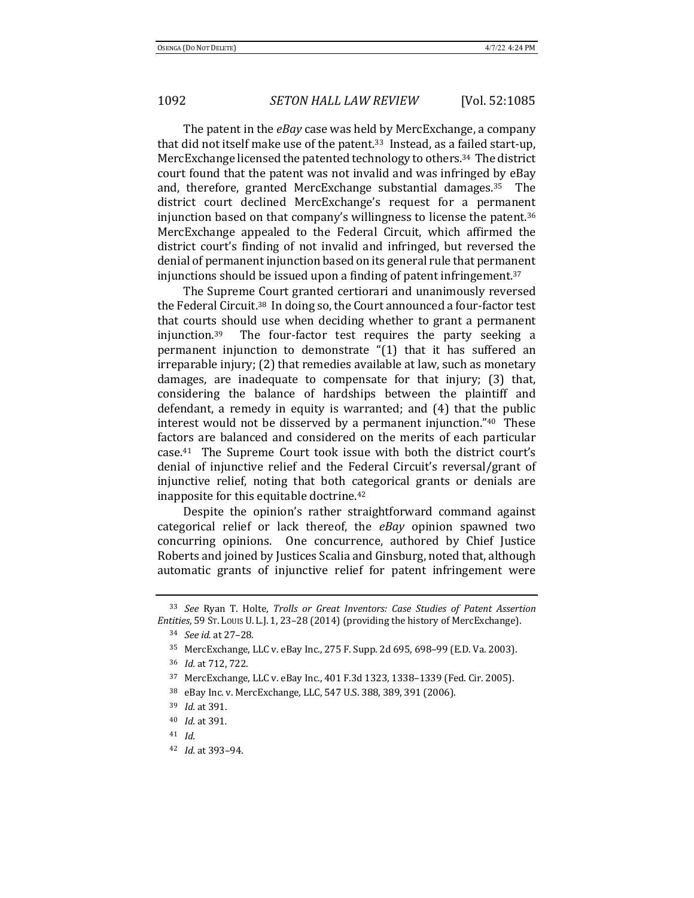The patent in the *eBay* case was held by MercExchange, a company that did not itself make use of the patent.[33] Instead, as a failed start-up, MercExchange licensed the patented technology to others.[34] The district court found that the patent was not invalid and was infringed by eBay and, therefore, granted MercExchange substantial damages.[35] The district court declined MercExchange's request for a permanent injunction based on that company's willingness to license the patent.[36] MercExchange appealed to the Federal Circuit, which affirmed the district court's finding of not invalid and infringed, but reversed the denial of permanent injunction based on its general rule that permanent injunctions should be issued upon a finding of patent infringement.[37]

The Supreme Court granted certiorari and unanimously reversed the Federal Circuit.[38] In doing so, the Court announced a four-factor test that courts should use when deciding whether to grant a permanent injunction.[39] The four-factor test requires the party seeking a permanent injunction to demonstrate "(1) that it has suffered an irreparable injury; (2) that remedies available at law, such as monetary damages, are inadequate to compensate for that injury; (3) that, considering the balance of hardships between the plaintiff and defendant, a remedy in equity is warranted; and (4) that the public interest would not be disserved by a permanent injunction."[40] These factors are balanced and considered on the merits of each particular case.[41] The Supreme Court took issue with both the district court's denial of injunctive relief and the Federal Circuit's reversal/grant of injunctive relief, noting that both categorical grants or denials are inapposite for this equitable doctrine.[42]

Despite the opinion's rather straightforward command against categorical relief or lack thereof, the *eBay* opinion spawned two concurring opinions. One concurrence, authored by Chief Justice Roberts and joined by Justices Scalia and Ginsburg, noted that, although automatic grants of injunctive relief for patent infringement were

---

[33] *See* Ryan T. Holte, *Trolls or Great Inventors: Case Studies of Patent Assertion Entities*, 59 ST. LOUIS U. L.J. 1, 23–28 (2014) (providing the history of MercExchange).

[34] *See id.* at 27–28.

[35] MercExchange, LLC v. eBay Inc., 275 F. Supp. 2d 695, 698–99 (E.D. Va. 2003).

[36] *Id.* at 712, 722.

[37] MercExchange, LLC v. eBay Inc., 401 F.3d 1323, 1338–1339 (Fed. Cir. 2005).

[38] eBay Inc. v. MercExchange, LLC, 547 U.S. 388, 389, 391 (2006).

[39] *Id.* at 391.

[40] *Id.* at 391.

[41] *Id.*

[42] *Id.* at 393–94.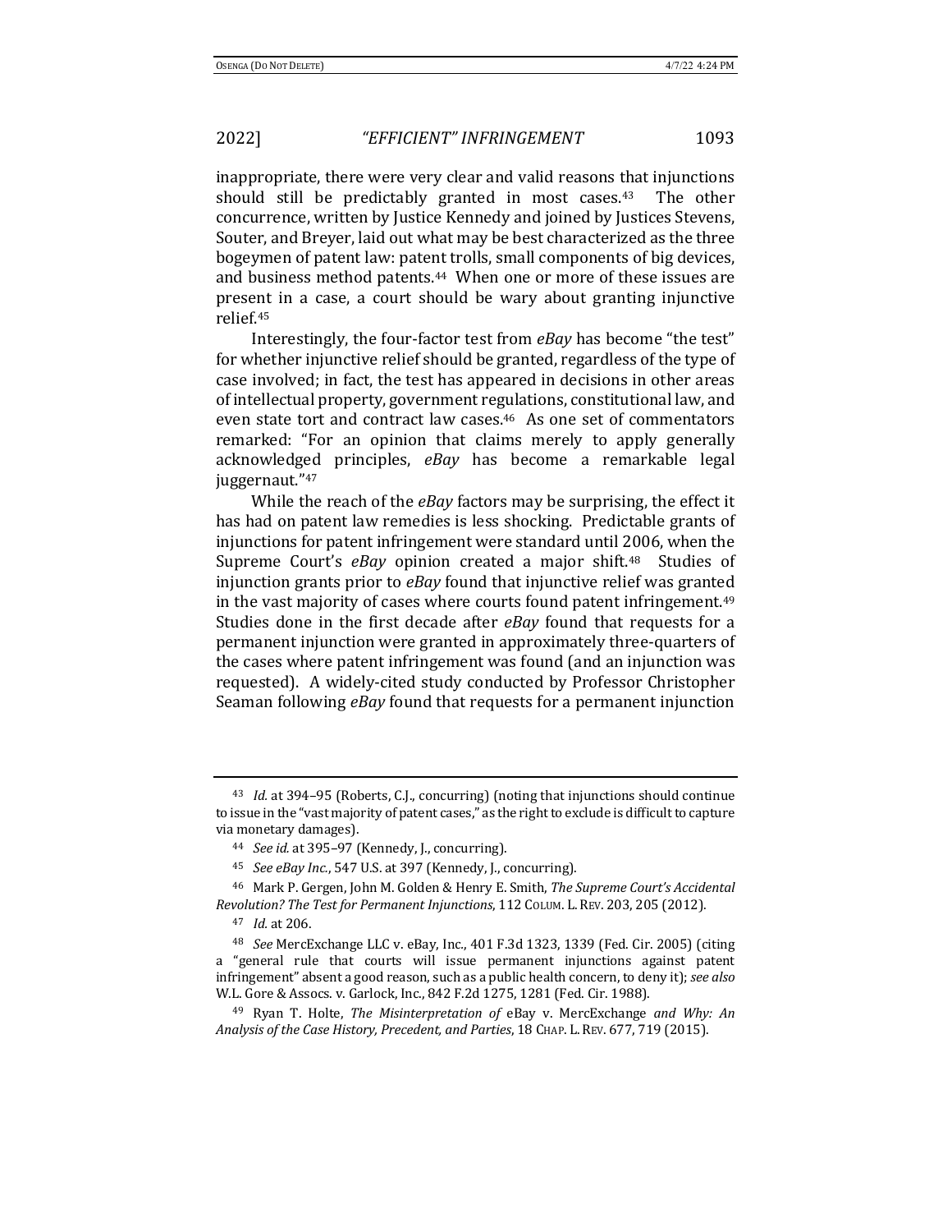inappropriate, there were very clear and valid reasons that injunctions should still be predictably granted in most cases.[43] The other concurrence, written by Justice Kennedy and joined by Justices Stevens, Souter, and Breyer, laid out what may be best characterized as the three bogeymen of patent law: patent trolls, small components of big devices, and business method patents.[44] When one or more of these issues are present in a case, a court should be wary about granting injunctive relief.[45]

Interestingly, the four-factor test from *eBay* has become "the test" for whether injunctive relief should be granted, regardless of the type of case involved; in fact, the test has appeared in decisions in other areas of intellectual property, government regulations, constitutional law, and even state tort and contract law cases.[46] As one set of commentators remarked: "For an opinion that claims merely to apply generally acknowledged principles, *eBay* has become a remarkable legal juggernaut."[47]

While the reach of the *eBay* factors may be surprising, the effect it has had on patent law remedies is less shocking. Predictable grants of injunctions for patent infringement were standard until 2006, when the Supreme Court's *eBay* opinion created a major shift.[48] Studies of injunction grants prior to *eBay* found that injunctive relief was granted in the vast majority of cases where courts found patent infringement.[49] Studies done in the first decade after *eBay* found that requests for a permanent injunction were granted in approximately three-quarters of the cases where patent infringement was found (and an injunction was requested). A widely-cited study conducted by Professor Christopher Seaman following *eBay* found that requests for a permanent injunction

---

[43] *Id.* at 394–95 (Roberts, C.J., concurring) (noting that injunctions should continue to issue in the "vast majority of patent cases," as the right to exclude is difficult to capture via monetary damages).

[44] *See id.* at 395–97 (Kennedy, J., concurring).

[45] *See eBay Inc.*, 547 U.S. at 397 (Kennedy, J., concurring).

[46] Mark P. Gergen, John M. Golden & Henry E. Smith, *The Supreme Court's Accidental Revolution? The Test for Permanent Injunctions*, 112 COLUM. L. REV. 203, 205 (2012).

[47] *Id.* at 206.

[48] *See* MercExchange LLC v. eBay, Inc., 401 F.3d 1323, 1339 (Fed. Cir. 2005) (citing a "general rule that courts will issue permanent injunctions against patent infringement" absent a good reason, such as a public health concern, to deny it); *see also* W.L. Gore & Assocs. v. Garlock, Inc., 842 F.2d 1275, 1281 (Fed. Cir. 1988).

[49] Ryan T. Holte, *The Misinterpretation of* eBay v. MercExchange *and Why: An Analysis of the Case History, Precedent, and Parties*, 18 CHAP. L. REV. 677, 719 (2015).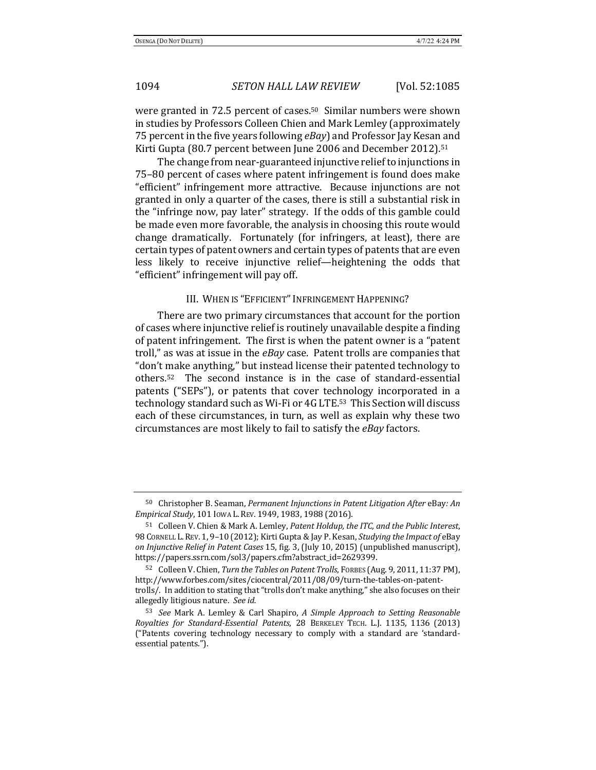were granted in 72.5 percent of cases.[50] Similar numbers were shown in studies by Professors Colleen Chien and Mark Lemley (approximately 75 percent in the five years following *eBay*) and Professor Jay Kesan and Kirti Gupta (80.7 percent between June 2006 and December 2012).[51]

The change from near-guaranteed injunctive relief to injunctions in 75–80 percent of cases where patent infringement is found does make "efficient" infringement more attractive. Because injunctions are not granted in only a quarter of the cases, there is still a substantial risk in the "infringe now, pay later" strategy. If the odds of this gamble could be made even more favorable, the analysis in choosing this route would change dramatically. Fortunately (for infringers, at least), there are certain types of patent owners and certain types of patents that are even less likely to receive injunctive relief—heightening the odds that "efficient" infringement will pay off.

## III. When is "Efficient" Infringement Happening?

There are two primary circumstances that account for the portion of cases where injunctive relief is routinely unavailable despite a finding of patent infringement. The first is when the patent owner is a "patent troll," as was at issue in the *eBay* case. Patent trolls are companies that "don't make anything," but instead license their patented technology to others.[52] The second instance is in the case of standard-essential patents ("SEPs"), or patents that cover technology incorporated in a technology standard such as Wi-Fi or 4G LTE.[53] This Section will discuss each of these circumstances, in turn, as well as explain why these two circumstances are most likely to fail to satisfy the *eBay* factors.

---

[50] Christopher B. Seaman, *Permanent Injunctions in Patent Litigation After* eBay*: An Empirical Study*, 101 Iowa L. Rev. 1949, 1983, 1988 (2016).

[51] Colleen V. Chien & Mark A. Lemley, *Patent Holdup, the ITC, and the Public Interest*, 98 Cornell L. Rev. 1, 9–10 (2012); Kirti Gupta & Jay P. Kesan, *Studying the Impact of* eBay *on Injunctive Relief in Patent Cases* 15, fig. 3, (July 10, 2015) (unpublished manuscript), https://papers.ssrn.com/sol3/papers.cfm?abstract_id=2629399.

[52] Colleen V. Chien, *Turn the Tables on Patent Trolls*, Forbes (Aug. 9, 2011, 11:37 PM), http://www.forbes.com/sites/ciocentral/2011/08/09/turn-the-tables-on-patent-trolls/. In addition to stating that "trolls don't make anything," she also focuses on their allegedly litigious nature. *See id.*

[53] *See* Mark A. Lemley & Carl Shapiro, *A Simple Approach to Setting Reasonable Royalties for Standard-Essential Patents*, 28 Berkeley Tech. L.J. 1135, 1136 (2013) ("Patents covering technology necessary to comply with a standard are 'standard-essential patents.'").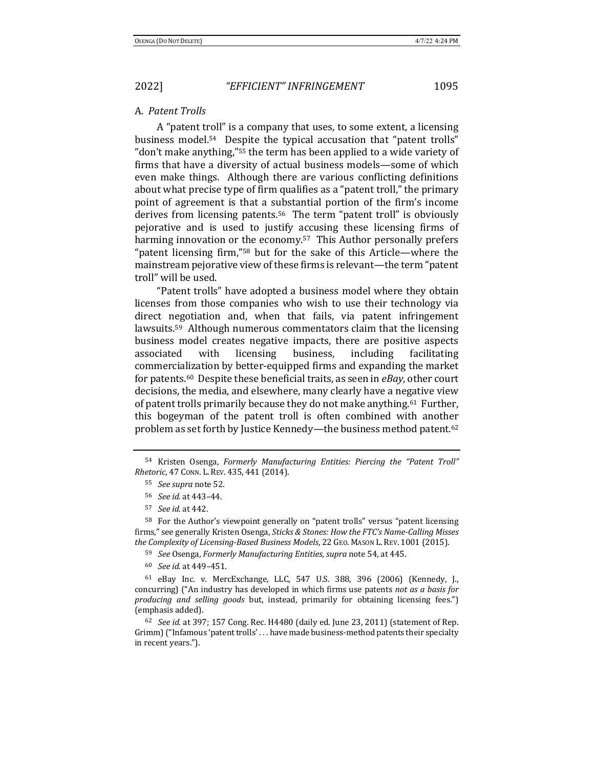### A. *Patent Trolls*

A "patent troll" is a company that uses, to some extent, a licensing business model.[54] Despite the typical accusation that "patent trolls" "don't make anything,"[55] the term has been applied to a wide variety of firms that have a diversity of actual business models—some of which even make things. Although there are various conflicting definitions about what precise type of firm qualifies as a "patent troll," the primary point of agreement is that a substantial portion of the firm's income derives from licensing patents.[56] The term "patent troll" is obviously pejorative and is used to justify accusing these licensing firms of harming innovation or the economy.[57] This Author personally prefers "patent licensing firm,"[58] but for the sake of this Article—where the mainstream pejorative view of these firms is relevant—the term "patent troll" will be used.

"Patent trolls" have adopted a business model where they obtain licenses from those companies who wish to use their technology via direct negotiation and, when that fails, via patent infringement lawsuits.[59] Although numerous commentators claim that the licensing business model creates negative impacts, there are positive aspects associated with licensing business, including facilitating commercialization by better-equipped firms and expanding the market for patents.[60] Despite these beneficial traits, as seen in *eBay*, other court decisions, the media, and elsewhere, many clearly have a negative view of patent trolls primarily because they do not make anything.[61] Further, this bogeyman of the patent troll is often combined with another problem as set forth by Justice Kennedy—the business method patent.[62]

---

[54] Kristen Osenga, *Formerly Manufacturing Entities: Piercing the "Patent Troll" Rhetoric*, 47 CONN. L. REV. 435, 441 (2014).

[55] *See supra* note 52.

[56] *See id.* at 443–44.

[57] *See id.* at 442.

[58] For the Author's viewpoint generally on "patent trolls" versus "patent licensing firms," see generally Kristen Osenga, *Sticks & Stones: How the FTC's Name-Calling Misses the Complexity of Licensing-Based Business Models*, 22 GEO. MASON L. REV. 1001 (2015).

[59] *See* Osenga, *Formerly Manufacturing Entities, supra* note 54, at 445.

[60] *See id.* at 449–451.

[61] eBay Inc. v. MercExchange, LLC, 547 U.S. 388, 396 (2006) (Kennedy, J., concurring) ("An industry has developed in which firms use patents *not as a basis for producing and selling goods* but, instead, primarily for obtaining licensing fees.") (emphasis added).

[62] *See id.* at 397; 157 Cong. Rec. H4480 (daily ed. June 23, 2011) (statement of Rep. Grimm) ("Infamous 'patent trolls' . . . have made business-method patents their specialty in recent years.").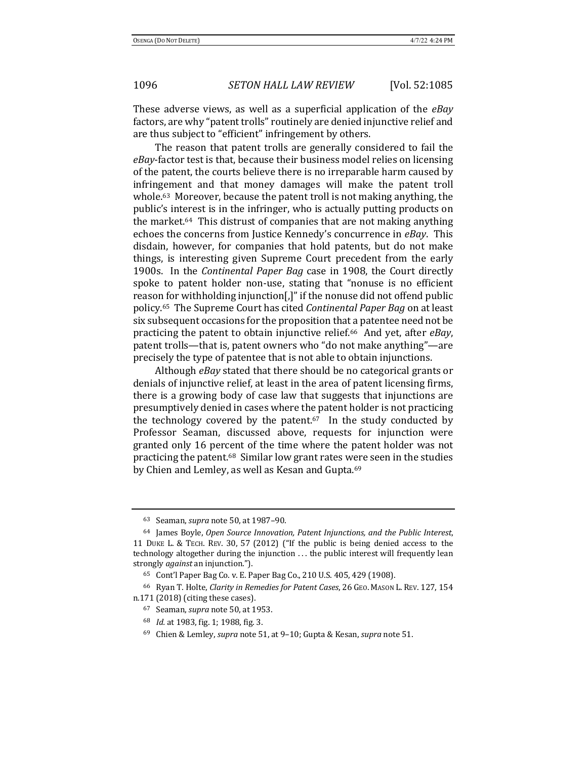These adverse views, as well as a superficial application of the *eBay* factors, are why "patent trolls" routinely are denied injunctive relief and are thus subject to "efficient" infringement by others.

The reason that patent trolls are generally considered to fail the *eBay*-factor test is that, because their business model relies on licensing of the patent, the courts believe there is no irreparable harm caused by infringement and that money damages will make the patent troll whole.[63] Moreover, because the patent troll is not making anything, the public's interest is in the infringer, who is actually putting products on the market.[64] This distrust of companies that are not making anything echoes the concerns from Justice Kennedy's concurrence in *eBay*. This disdain, however, for companies that hold patents, but do not make things, is interesting given Supreme Court precedent from the early 1900s. In the *Continental Paper Bag* case in 1908, the Court directly spoke to patent holder non-use, stating that "nonuse is no efficient reason for withholding injunction[,]" if the nonuse did not offend public policy.[65] The Supreme Court has cited *Continental Paper Bag* on at least six subsequent occasions for the proposition that a patentee need not be practicing the patent to obtain injunctive relief.[66] And yet, after *eBay*, patent trolls—that is, patent owners who "do not make anything"—are precisely the type of patentee that is not able to obtain injunctions.

Although *eBay* stated that there should be no categorical grants or denials of injunctive relief, at least in the area of patent licensing firms, there is a growing body of case law that suggests that injunctions are presumptively denied in cases where the patent holder is not practicing the technology covered by the patent.[67] In the study conducted by Professor Seaman, discussed above, requests for injunction were granted only 16 percent of the time where the patent holder was not practicing the patent.[68] Similar low grant rates were seen in the studies by Chien and Lemley, as well as Kesan and Gupta.[69]

---

[63] Seaman, *supra* note 50, at 1987–90.

[64] James Boyle, *Open Source Innovation, Patent Injunctions, and the Public Interest*, 11 DUKE L. & TECH. REV. 30, 57 (2012) ("If the public is being denied access to the technology altogether during the injunction . . . the public interest will frequently lean strongly *against* an injunction.").

[65] Cont'l Paper Bag Co. v. E. Paper Bag Co., 210 U.S. 405, 429 (1908).

[66] Ryan T. Holte, *Clarity in Remedies for Patent Cases*, 26 GEO. MASON L. REV. 127, 154 n.171 (2018) (citing these cases).

[67] Seaman, *supra* note 50, at 1953.

[68] *Id.* at 1983, fig. 1; 1988, fig. 3.

[69] Chien & Lemley, *supra* note 51, at 9–10; Gupta & Kesan, *supra* note 51.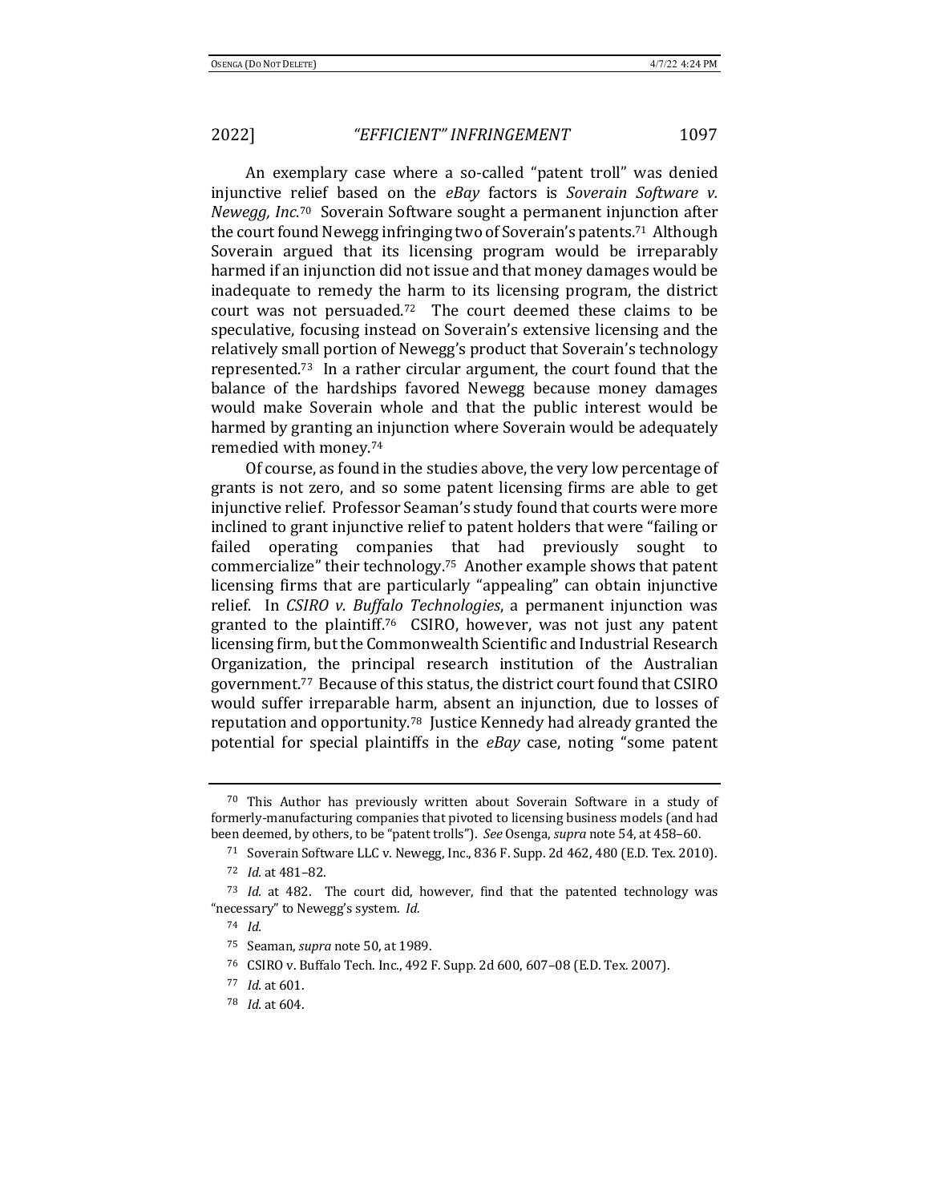An exemplary case where a so-called "patent troll" was denied injunctive relief based on the *eBay* factors is *Soverain Software v. Newegg, Inc.*[70] Soverain Software sought a permanent injunction after the court found Newegg infringing two of Soverain's patents.[71] Although Soverain argued that its licensing program would be irreparably harmed if an injunction did not issue and that money damages would be inadequate to remedy the harm to its licensing program, the district court was not persuaded.[72] The court deemed these claims to be speculative, focusing instead on Soverain's extensive licensing and the relatively small portion of Newegg's product that Soverain's technology represented.[73] In a rather circular argument, the court found that the balance of the hardships favored Newegg because money damages would make Soverain whole and that the public interest would be harmed by granting an injunction where Soverain would be adequately remedied with money.[74]

Of course, as found in the studies above, the very low percentage of grants is not zero, and so some patent licensing firms are able to get injunctive relief. Professor Seaman's study found that courts were more inclined to grant injunctive relief to patent holders that were "failing or failed operating companies that had previously sought to commercialize" their technology.[75] Another example shows that patent licensing firms that are particularly "appealing" can obtain injunctive relief. In *CSIRO v. Buffalo Technologies*, a permanent injunction was granted to the plaintiff.[76] CSIRO, however, was not just any patent licensing firm, but the Commonwealth Scientific and Industrial Research Organization, the principal research institution of the Australian government.[77] Because of this status, the district court found that CSIRO would suffer irreparable harm, absent an injunction, due to losses of reputation and opportunity.[78] Justice Kennedy had already granted the potential for special plaintiffs in the *eBay* case, noting "some patent

---

[70] This Author has previously written about Soverain Software in a study of formerly-manufacturing companies that pivoted to licensing business models (and had been deemed, by others, to be "patent trolls"). *See* Osenga, *supra* note 54, at 458–60.

[71] Soverain Software LLC v. Newegg, Inc., 836 F. Supp. 2d 462, 480 (E.D. Tex. 2010).

[72] *Id.* at 481–82.

[73] *Id.* at 482. The court did, however, find that the patented technology was "necessary" to Newegg's system. *Id.*

[74] *Id.*

[75] Seaman, *supra* note 50, at 1989.

[76] CSIRO v. Buffalo Tech. Inc., 492 F. Supp. 2d 600, 607–08 (E.D. Tex. 2007).

[77] *Id.* at 601.

[78] *Id.* at 604.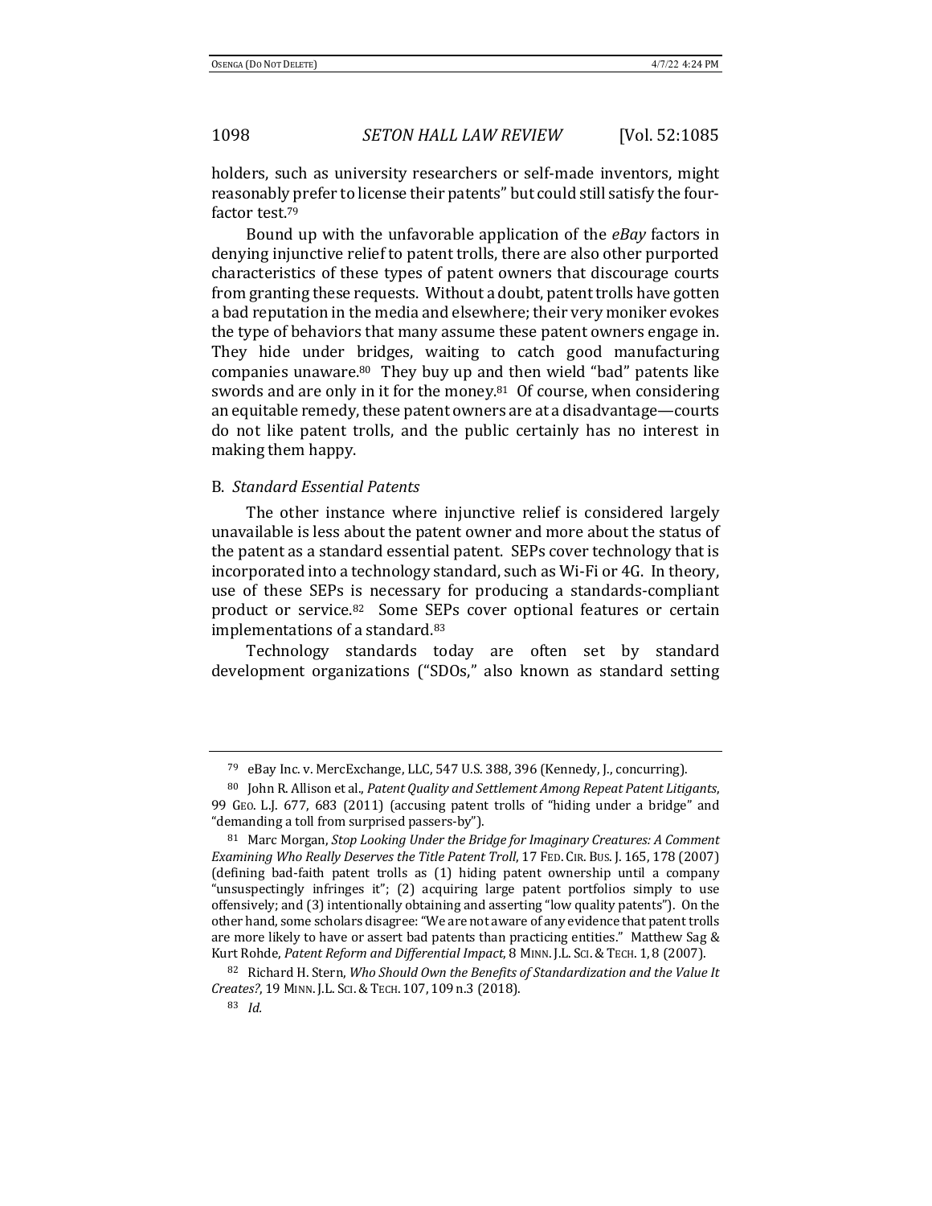holders, such as university researchers or self-made inventors, might reasonably prefer to license their patents" but could still satisfy the four-factor test.[79]

Bound up with the unfavorable application of the *eBay* factors in denying injunctive relief to patent trolls, there are also other purported characteristics of these types of patent owners that discourage courts from granting these requests. Without a doubt, patent trolls have gotten a bad reputation in the media and elsewhere; their very moniker evokes the type of behaviors that many assume these patent owners engage in. They hide under bridges, waiting to catch good manufacturing companies unaware.[80] They buy up and then wield "bad" patents like swords and are only in it for the money.[81] Of course, when considering an equitable remedy, these patent owners are at a disadvantage—courts do not like patent trolls, and the public certainly has no interest in making them happy.

### B. *Standard Essential Patents*

The other instance where injunctive relief is considered largely unavailable is less about the patent owner and more about the status of the patent as a standard essential patent. SEPs cover technology that is incorporated into a technology standard, such as Wi-Fi or 4G. In theory, use of these SEPs is necessary for producing a standards-compliant product or service.[82] Some SEPs cover optional features or certain implementations of a standard.[83]

Technology standards today are often set by standard development organizations ("SDOs," also known as standard setting

---

[79] eBay Inc. v. MercExchange, LLC, 547 U.S. 388, 396 (Kennedy, J., concurring).

[80] John R. Allison et al., *Patent Quality and Settlement Among Repeat Patent Litigants*, 99 GEO. L.J. 677, 683 (2011) (accusing patent trolls of "hiding under a bridge" and "demanding a toll from surprised passers-by").

[81] Marc Morgan, *Stop Looking Under the Bridge for Imaginary Creatures: A Comment Examining Who Really Deserves the Title Patent Troll*, 17 FED. CIR. BUS. J. 165, 178 (2007) (defining bad-faith patent trolls as (1) hiding patent ownership until a company "unsuspectingly infringes it"; (2) acquiring large patent portfolios simply to use offensively; and (3) intentionally obtaining and asserting "low quality patents"). On the other hand, some scholars disagree: "We are not aware of any evidence that patent trolls are more likely to have or assert bad patents than practicing entities." Matthew Sag & Kurt Rohde, *Patent Reform and Differential Impact*, 8 MINN. J.L. SCI. & TECH. 1, 8 (2007).

[82] Richard H. Stern, *Who Should Own the Benefits of Standardization and the Value It Creates?*, 19 MINN. J.L. SCI. & TECH. 107, 109 n.3 (2018).

[83] *Id.*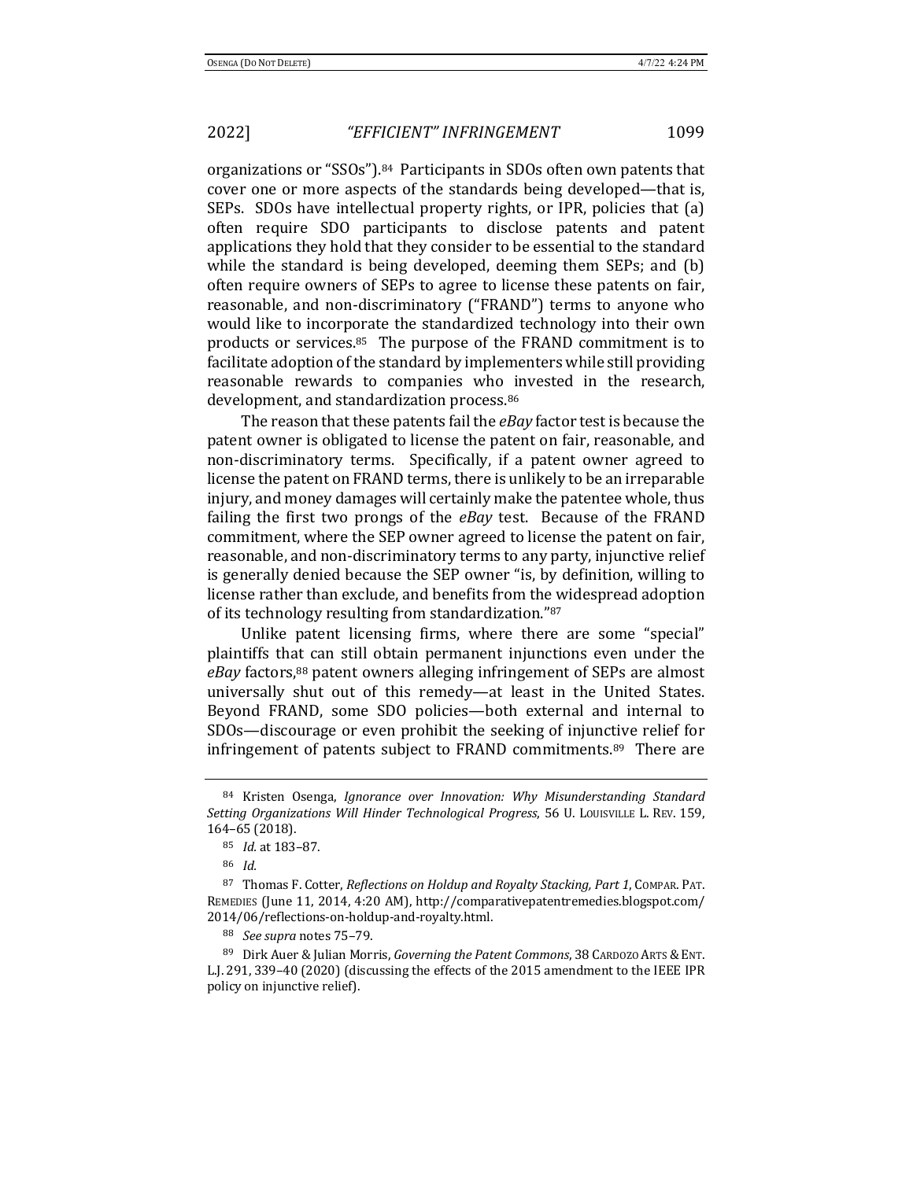organizations or "SSOs").[84] Participants in SDOs often own patents that cover one or more aspects of the standards being developed—that is, SEPs. SDOs have intellectual property rights, or IPR, policies that (a) often require SDO participants to disclose patents and patent applications they hold that they consider to be essential to the standard while the standard is being developed, deeming them SEPs; and (b) often require owners of SEPs to agree to license these patents on fair, reasonable, and non-discriminatory ("FRAND") terms to anyone who would like to incorporate the standardized technology into their own products or services.[85] The purpose of the FRAND commitment is to facilitate adoption of the standard by implementers while still providing reasonable rewards to companies who invested in the research, development, and standardization process.[86]

The reason that these patents fail the *eBay* factor test is because the patent owner is obligated to license the patent on fair, reasonable, and non-discriminatory terms. Specifically, if a patent owner agreed to license the patent on FRAND terms, there is unlikely to be an irreparable injury, and money damages will certainly make the patentee whole, thus failing the first two prongs of the *eBay* test. Because of the FRAND commitment, where the SEP owner agreed to license the patent on fair, reasonable, and non-discriminatory terms to any party, injunctive relief is generally denied because the SEP owner "is, by definition, willing to license rather than exclude, and benefits from the widespread adoption of its technology resulting from standardization."[87]

Unlike patent licensing firms, where there are some "special" plaintiffs that can still obtain permanent injunctions even under the *eBay* factors,[88] patent owners alleging infringement of SEPs are almost universally shut out of this remedy—at least in the United States. Beyond FRAND, some SDO policies—both external and internal to SDOs—discourage or even prohibit the seeking of injunctive relief for infringement of patents subject to FRAND commitments.[89] There are

---

[84] Kristen Osenga, *Ignorance over Innovation: Why Misunderstanding Standard Setting Organizations Will Hinder Technological Progress*, 56 U. LOUISVILLE L. REV. 159, 164–65 (2018).

[85] *Id.* at 183–87.

[86] *Id.*

[87] Thomas F. Cotter, *Reflections on Holdup and Royalty Stacking, Part 1*, COMPAR. PAT. REMEDIES (June 11, 2014, 4:20 AM), http://comparativepatentremedies.blogspot.com/2014/06/reflections-on-holdup-and-royalty.html.

[88] *See supra* notes 75–79.

[89] Dirk Auer & Julian Morris, *Governing the Patent Commons*, 38 CARDOZO ARTS & ENT. L.J. 291, 339–40 (2020) (discussing the effects of the 2015 amendment to the IEEE IPR policy on injunctive relief).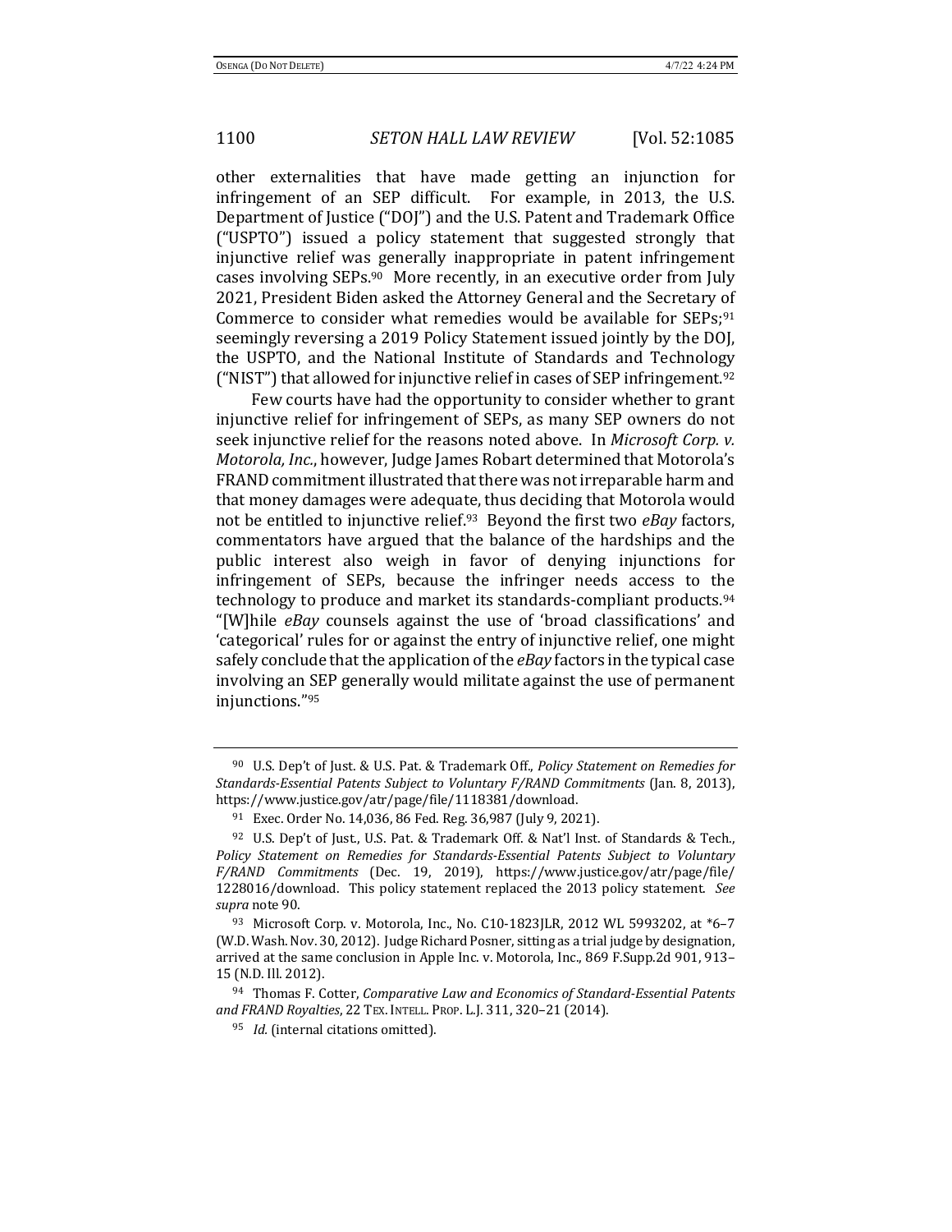other externalities that have made getting an injunction for infringement of an SEP difficult. For example, in 2013, the U.S. Department of Justice ("DOJ") and the U.S. Patent and Trademark Office ("USPTO") issued a policy statement that suggested strongly that injunctive relief was generally inappropriate in patent infringement cases involving SEPs.[90] More recently, in an executive order from July 2021, President Biden asked the Attorney General and the Secretary of Commerce to consider what remedies would be available for SEPs;[91] seemingly reversing a 2019 Policy Statement issued jointly by the DOJ, the USPTO, and the National Institute of Standards and Technology ("NIST") that allowed for injunctive relief in cases of SEP infringement.[92]

Few courts have had the opportunity to consider whether to grant injunctive relief for infringement of SEPs, as many SEP owners do not seek injunctive relief for the reasons noted above. In *Microsoft Corp. v. Motorola, Inc.*, however, Judge James Robart determined that Motorola's FRAND commitment illustrated that there was not irreparable harm and that money damages were adequate, thus deciding that Motorola would not be entitled to injunctive relief.[93] Beyond the first two *eBay* factors, commentators have argued that the balance of the hardships and the public interest also weigh in favor of denying injunctions for infringement of SEPs, because the infringer needs access to the technology to produce and market its standards-compliant products.[94] "[W]hile *eBay* counsels against the use of 'broad classifications' and 'categorical' rules for or against the entry of injunctive relief, one might safely conclude that the application of the *eBay* factors in the typical case involving an SEP generally would militate against the use of permanent injunctions."[95]

---

[90] U.S. Dep't of Just. & U.S. Pat. & Trademark Off., *Policy Statement on Remedies for Standards-Essential Patents Subject to Voluntary F/RAND Commitments* (Jan. 8, 2013), https://www.justice.gov/atr/page/file/1118381/download.

[91] Exec. Order No. 14,036, 86 Fed. Reg. 36,987 (July 9, 2021).

[92] U.S. Dep't of Just., U.S. Pat. & Trademark Off. & Nat'l Inst. of Standards & Tech., *Policy Statement on Remedies for Standards-Essential Patents Subject to Voluntary F/RAND Commitments* (Dec. 19, 2019), https://www.justice.gov/atr/page/file/1228016/download. This policy statement replaced the 2013 policy statement. *See supra* note 90.

[93] Microsoft Corp. v. Motorola, Inc., No. C10-1823JLR, 2012 WL 5993202, at *6–7 (W.D. Wash. Nov. 30, 2012). Judge Richard Posner, sitting as a trial judge by designation, arrived at the same conclusion in Apple Inc. v. Motorola, Inc., 869 F.Supp.2d 901, 913–15 (N.D. Ill. 2012).

[94] Thomas F. Cotter, *Comparative Law and Economics of Standard-Essential Patents and FRAND Royalties*, 22 TEX. INTELL. PROP. L.J. 311, 320–21 (2014).

[95] *Id.* (internal citations omitted).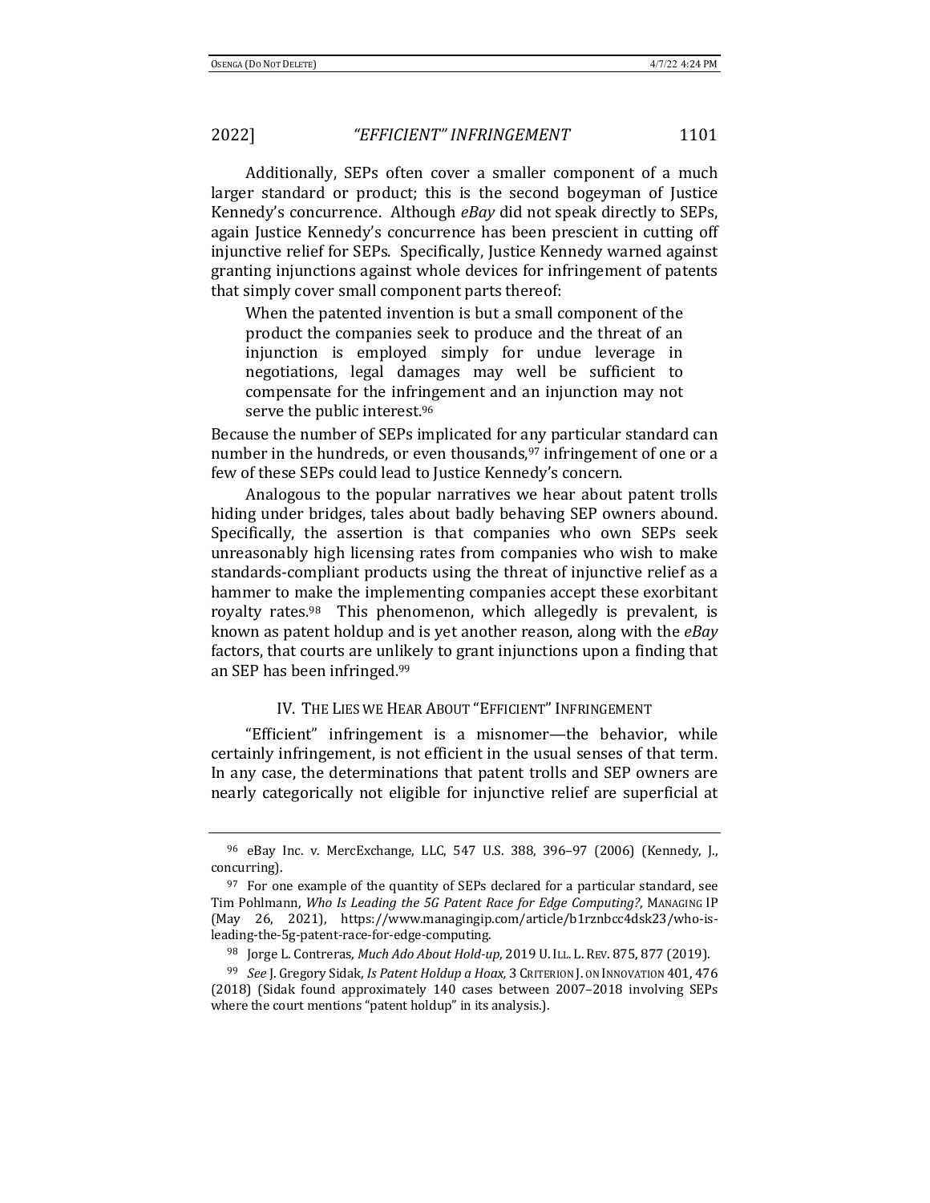Additionally, SEPs often cover a smaller component of a much larger standard or product; this is the second bogeyman of Justice Kennedy's concurrence. Although *eBay* did not speak directly to SEPs, again Justice Kennedy's concurrence has been prescient in cutting off injunctive relief for SEPs. Specifically, Justice Kennedy warned against granting injunctions against whole devices for infringement of patents that simply cover small component parts thereof:

> When the patented invention is but a small component of the product the companies seek to produce and the threat of an injunction is employed simply for undue leverage in negotiations, legal damages may well be sufficient to compensate for the infringement and an injunction may not serve the public interest.[96]

Because the number of SEPs implicated for any particular standard can number in the hundreds, or even thousands,[97] infringement of one or a few of these SEPs could lead to Justice Kennedy's concern.

Analogous to the popular narratives we hear about patent trolls hiding under bridges, tales about badly behaving SEP owners abound. Specifically, the assertion is that companies who own SEPs seek unreasonably high licensing rates from companies who wish to make standards-compliant products using the threat of injunctive relief as a hammer to make the implementing companies accept these exorbitant royalty rates.[98] This phenomenon, which allegedly is prevalent, is known as patent holdup and is yet another reason, along with the *eBay* factors, that courts are unlikely to grant injunctions upon a finding that an SEP has been infringed.[99]

## IV. The Lies we Hear About "Efficient" Infringement

"Efficient" infringement is a misnomer—the behavior, while certainly infringement, is not efficient in the usual senses of that term. In any case, the determinations that patent trolls and SEP owners are nearly categorically not eligible for injunctive relief are superficial at

---

[96] eBay Inc. v. MercExchange, LLC, 547 U.S. 388, 396–97 (2006) (Kennedy, J., concurring).

[97] For one example of the quantity of SEPs declared for a particular standard, see Tim Pohlmann, *Who Is Leading the 5G Patent Race for Edge Computing?*, Managing IP (May 26, 2021), https://www.managingip.com/article/b1rznbcc4dsk23/who-is-leading-the-5g-patent-race-for-edge-computing.

[98] Jorge L. Contreras, *Much Ado About Hold-up*, 2019 U. Ill. L. Rev. 875, 877 (2019).

[99] *See* J. Gregory Sidak, *Is Patent Holdup a Hoax*, 3 Criterion J. on Innovation 401, 476 (2018) (Sidak found approximately 140 cases between 2007–2018 involving SEPs where the court mentions "patent holdup" in its analysis.).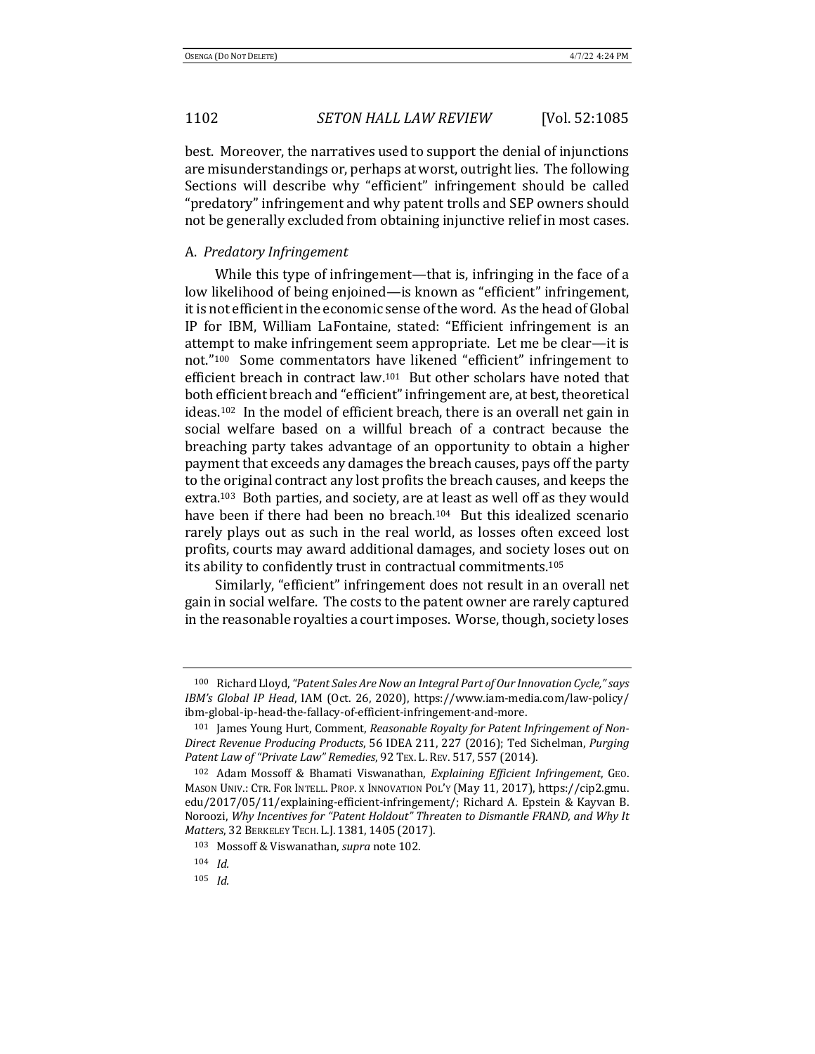best. Moreover, the narratives used to support the denial of injunctions are misunderstandings or, perhaps at worst, outright lies. The following Sections will describe why "efficient" infringement should be called "predatory" infringement and why patent trolls and SEP owners should not be generally excluded from obtaining injunctive relief in most cases.

### A. *Predatory Infringement*

While this type of infringement—that is, infringing in the face of a low likelihood of being enjoined—is known as "efficient" infringement, it is not efficient in the economic sense of the word. As the head of Global IP for IBM, William LaFontaine, stated: "Efficient infringement is an attempt to make infringement seem appropriate. Let me be clear—it is not."[100] Some commentators have likened "efficient" infringement to efficient breach in contract law.[101] But other scholars have noted that both efficient breach and "efficient" infringement are, at best, theoretical ideas.[102] In the model of efficient breach, there is an overall net gain in social welfare based on a willful breach of a contract because the breaching party takes advantage of an opportunity to obtain a higher payment that exceeds any damages the breach causes, pays off the party to the original contract any lost profits the breach causes, and keeps the extra.[103] Both parties, and society, are at least as well off as they would have been if there had been no breach.[104] But this idealized scenario rarely plays out as such in the real world, as losses often exceed lost profits, courts may award additional damages, and society loses out on its ability to confidently trust in contractual commitments.[105]

Similarly, "efficient" infringement does not result in an overall net gain in social welfare. The costs to the patent owner are rarely captured in the reasonable royalties a court imposes. Worse, though, society loses

---

[100] Richard Lloyd, *"Patent Sales Are Now an Integral Part of Our Innovation Cycle," says IBM's Global IP Head*, IAM (Oct. 26, 2020), https://www.iam-media.com/law-policy/ibm-global-ip-head-the-fallacy-of-efficient-infringement-and-more.

[101] James Young Hurt, Comment, *Reasonable Royalty for Patent Infringement of Non-Direct Revenue Producing Products*, 56 IDEA 211, 227 (2016); Ted Sichelman, *Purging Patent Law of "Private Law" Remedies*, 92 TEX. L. REV. 517, 557 (2014).

[102] Adam Mossoff & Bhamati Viswanathan, *Explaining Efficient Infringement*, GEO. MASON UNIV.: CTR. FOR INTELL. PROP. X INNOVATION POL'Y (May 11, 2017), https://cip2.gmu.edu/2017/05/11/explaining-efficient-infringement/; Richard A. Epstein & Kayvan B. Noroozi, *Why Incentives for "Patent Holdout" Threaten to Dismantle FRAND, and Why It Matters*, 32 BERKELEY TECH. L.J. 1381, 1405 (2017).

[103] Mossoff & Viswanathan, *supra* note 102.

[104] *Id.*

[105] *Id.*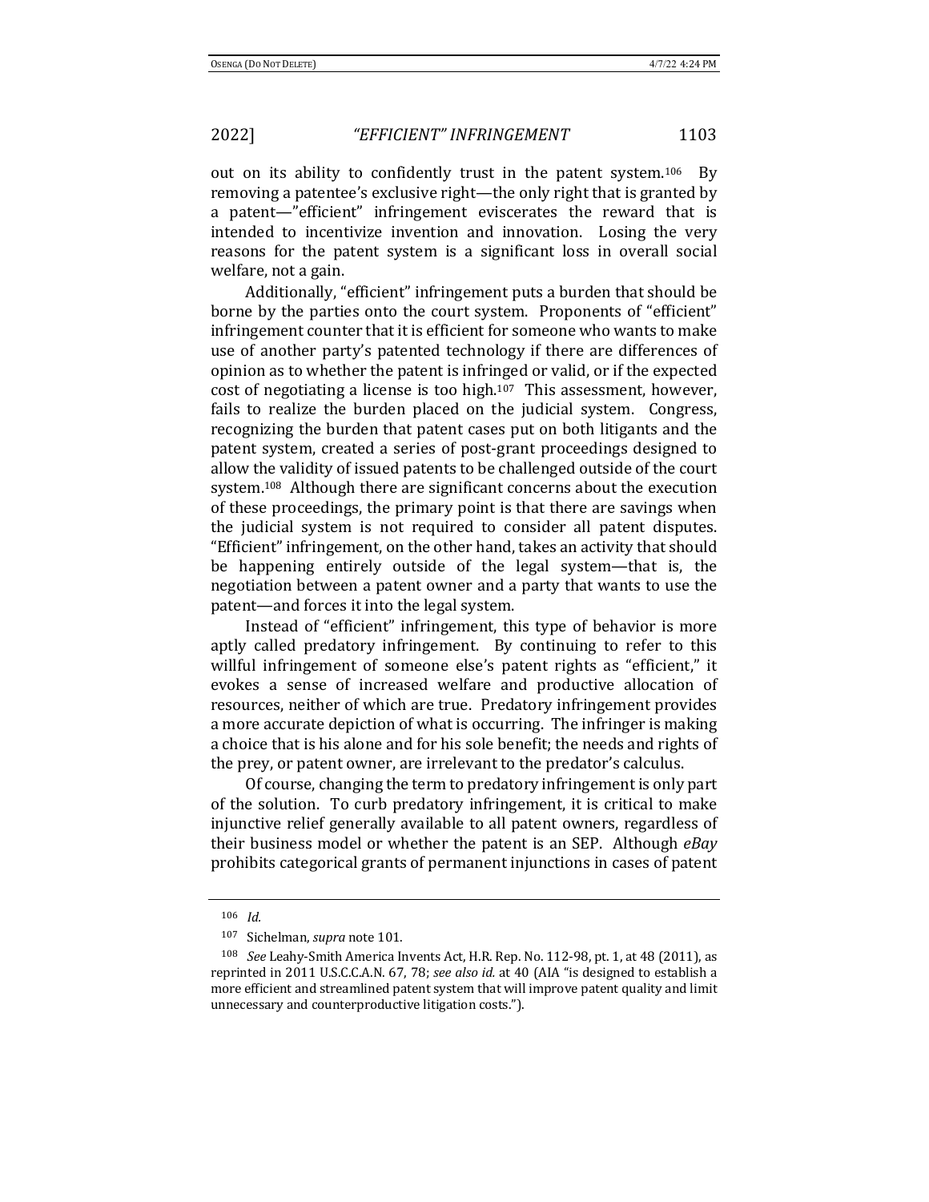out on its ability to confidently trust in the patent system.[106] By removing a patentee's exclusive right—the only right that is granted by a patent—"efficient" infringement eviscerates the reward that is intended to incentivize invention and innovation. Losing the very reasons for the patent system is a significant loss in overall social welfare, not a gain.

Additionally, "efficient" infringement puts a burden that should be borne by the parties onto the court system. Proponents of "efficient" infringement counter that it is efficient for someone who wants to make use of another party's patented technology if there are differences of opinion as to whether the patent is infringed or valid, or if the expected cost of negotiating a license is too high.[107] This assessment, however, fails to realize the burden placed on the judicial system. Congress, recognizing the burden that patent cases put on both litigants and the patent system, created a series of post-grant proceedings designed to allow the validity of issued patents to be challenged outside of the court system.[108] Although there are significant concerns about the execution of these proceedings, the primary point is that there are savings when the judicial system is not required to consider all patent disputes. "Efficient" infringement, on the other hand, takes an activity that should be happening entirely outside of the legal system—that is, the negotiation between a patent owner and a party that wants to use the patent—and forces it into the legal system.

Instead of "efficient" infringement, this type of behavior is more aptly called predatory infringement. By continuing to refer to this willful infringement of someone else's patent rights as "efficient," it evokes a sense of increased welfare and productive allocation of resources, neither of which are true. Predatory infringement provides a more accurate depiction of what is occurring. The infringer is making a choice that is his alone and for his sole benefit; the needs and rights of the prey, or patent owner, are irrelevant to the predator's calculus.

Of course, changing the term to predatory infringement is only part of the solution. To curb predatory infringement, it is critical to make injunctive relief generally available to all patent owners, regardless of their business model or whether the patent is an SEP. Although *eBay* prohibits categorical grants of permanent injunctions in cases of patent

---

[106] *Id.*

[107] Sichelman, *supra* note 101.

[108] *See* Leahy-Smith America Invents Act, H.R. Rep. No. 112-98, pt. 1, at 48 (2011), as reprinted in 2011 U.S.C.C.A.N. 67, 78; *see also id.* at 40 (AIA "is designed to establish a more efficient and streamlined patent system that will improve patent quality and limit unnecessary and counterproductive litigation costs.").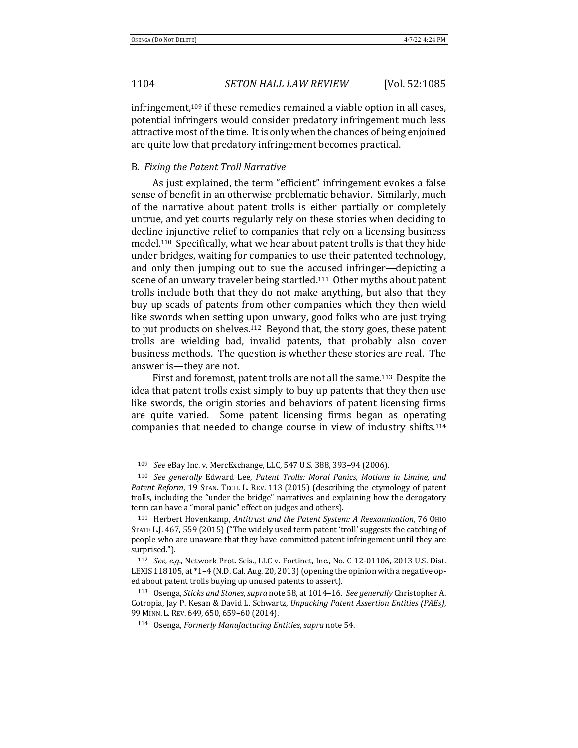infringement,[109] if these remedies remained a viable option in all cases, potential infringers would consider predatory infringement much less attractive most of the time. It is only when the chances of being enjoined are quite low that predatory infringement becomes practical.

### B. *Fixing the Patent Troll Narrative*

As just explained, the term "efficient" infringement evokes a false sense of benefit in an otherwise problematic behavior. Similarly, much of the narrative about patent trolls is either partially or completely untrue, and yet courts regularly rely on these stories when deciding to decline injunctive relief to companies that rely on a licensing business model.[110] Specifically, what we hear about patent trolls is that they hide under bridges, waiting for companies to use their patented technology, and only then jumping out to sue the accused infringer—depicting a scene of an unwary traveler being startled.[111] Other myths about patent trolls include both that they do not make anything, but also that they buy up scads of patents from other companies which they then wield like swords when setting upon unwary, good folks who are just trying to put products on shelves.[112] Beyond that, the story goes, these patent trolls are wielding bad, invalid patents, that probably also cover business methods. The question is whether these stories are real. The answer is—they are not.

First and foremost, patent trolls are not all the same.[113] Despite the idea that patent trolls exist simply to buy up patents that they then use like swords, the origin stories and behaviors of patent licensing firms are quite varied. Some patent licensing firms began as operating companies that needed to change course in view of industry shifts.[114]

---

[109] *See* eBay Inc. v. MercExchange, LLC, 547 U.S. 388, 393–94 (2006).

[110] *See generally* Edward Lee, *Patent Trolls: Moral Panics, Motions in Limine, and Patent Reform*, 19 STAN. TECH. L. REV. 113 (2015) (describing the etymology of patent trolls, including the "under the bridge" narratives and explaining how the derogatory term can have a "moral panic" effect on judges and others).

[111] Herbert Hovenkamp, *Antitrust and the Patent System: A Reexamination*, 76 OHIO STATE L.J. 467, 559 (2015) ("The widely used term patent 'troll' suggests the catching of people who are unaware that they have committed patent infringement until they are surprised.").

[112] *See, e.g.*, Network Prot. Scis., LLC v. Fortinet, Inc., No. C 12-01106, 2013 U.S. Dist. LEXIS 118105, at *1–4 (N.D. Cal. Aug. 20, 2013) (opening the opinion with a negative op-ed about patent trolls buying up unused patents to assert).

[113] Osenga, *Sticks and Stones*, *supra* note 58, at 1014–16. *See generally* Christopher A. Cotropia, Jay P. Kesan & David L. Schwartz, *Unpacking Patent Assertion Entities (PAEs)*, 99 MINN. L. REV. 649, 650, 659–60 (2014).

[114] Osenga, *Formerly Manufacturing Entities*, *supra* note 54.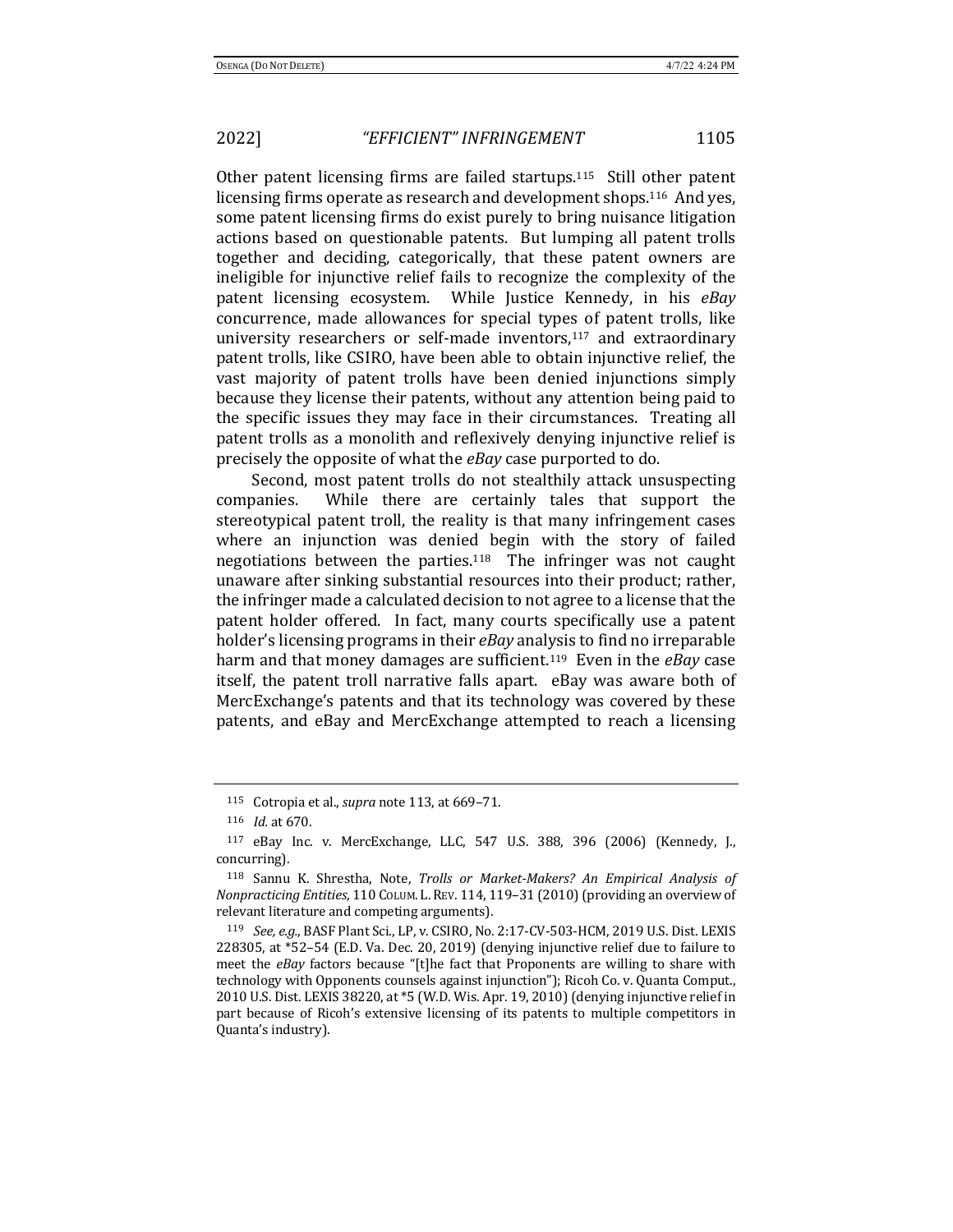Other patent licensing firms are failed startups.[115] Still other patent licensing firms operate as research and development shops.[116] And yes, some patent licensing firms do exist purely to bring nuisance litigation actions based on questionable patents. But lumping all patent trolls together and deciding, categorically, that these patent owners are ineligible for injunctive relief fails to recognize the complexity of the patent licensing ecosystem. While Justice Kennedy, in his *eBay* concurrence, made allowances for special types of patent trolls, like university researchers or self-made inventors,[117] and extraordinary patent trolls, like CSIRO, have been able to obtain injunctive relief, the vast majority of patent trolls have been denied injunctions simply because they license their patents, without any attention being paid to the specific issues they may face in their circumstances. Treating all patent trolls as a monolith and reflexively denying injunctive relief is precisely the opposite of what the *eBay* case purported to do.

Second, most patent trolls do not stealthily attack unsuspecting companies. While there are certainly tales that support the stereotypical patent troll, the reality is that many infringement cases where an injunction was denied begin with the story of failed negotiations between the parties.[118] The infringer was not caught unaware after sinking substantial resources into their product; rather, the infringer made a calculated decision to not agree to a license that the patent holder offered. In fact, many courts specifically use a patent holder's licensing programs in their *eBay* analysis to find no irreparable harm and that money damages are sufficient.[119] Even in the *eBay* case itself, the patent troll narrative falls apart. eBay was aware both of MercExchange's patents and that its technology was covered by these patents, and eBay and MercExchange attempted to reach a licensing

---

[115] Cotropia et al., *supra* note 113, at 669–71.

[116] *Id.* at 670.

[117] eBay Inc. v. MercExchange, LLC, 547 U.S. 388, 396 (2006) (Kennedy, J., concurring).

[118] Sannu K. Shrestha, Note, *Trolls or Market-Makers? An Empirical Analysis of Nonpracticing Entities*, 110 COLUM. L. REV. 114, 119–31 (2010) (providing an overview of relevant literature and competing arguments).

[119] *See, e.g.*, BASF Plant Sci., LP, v. CSIRO, No. 2:17-CV-503-HCM, 2019 U.S. Dist. LEXIS 228305, at *52–54 (E.D. Va. Dec. 20, 2019) (denying injunctive relief due to failure to meet the *eBay* factors because "[t]he fact that Proponents are willing to share with technology with Opponents counsels against injunction"); Ricoh Co. v. Quanta Comput., 2010 U.S. Dist. LEXIS 38220, at *5 (W.D. Wis. Apr. 19, 2010) (denying injunctive relief in part because of Ricoh's extensive licensing of its patents to multiple competitors in Quanta's industry).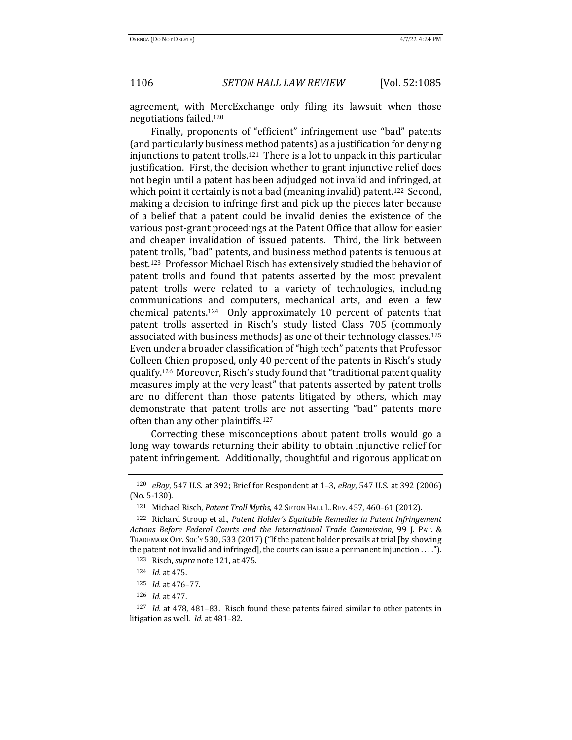agreement, with MercExchange only filing its lawsuit when those negotiations failed.[120]

Finally, proponents of "efficient" infringement use "bad" patents (and particularly business method patents) as a justification for denying injunctions to patent trolls.[121] There is a lot to unpack in this particular justification. First, the decision whether to grant injunctive relief does not begin until a patent has been adjudged not invalid and infringed, at which point it certainly is not a bad (meaning invalid) patent.[122] Second, making a decision to infringe first and pick up the pieces later because of a belief that a patent could be invalid denies the existence of the various post-grant proceedings at the Patent Office that allow for easier and cheaper invalidation of issued patents. Third, the link between patent trolls, "bad" patents, and business method patents is tenuous at best.[123] Professor Michael Risch has extensively studied the behavior of patent trolls and found that patents asserted by the most prevalent patent trolls were related to a variety of technologies, including communications and computers, mechanical arts, and even a few chemical patents.[124] Only approximately 10 percent of patents that patent trolls asserted in Risch's study listed Class 705 (commonly associated with business methods) as one of their technology classes.[125] Even under a broader classification of "high tech" patents that Professor Colleen Chien proposed, only 40 percent of the patents in Risch's study qualify.[126] Moreover, Risch's study found that "traditional patent quality measures imply at the very least" that patents asserted by patent trolls are no different than those patents litigated by others, which may demonstrate that patent trolls are not asserting "bad" patents more often than any other plaintiffs.[127]

Correcting these misconceptions about patent trolls would go a long way towards returning their ability to obtain injunctive relief for patent infringement. Additionally, thoughtful and rigorous application

---

[120] *eBay*, 547 U.S. at 392; Brief for Respondent at 1–3, *eBay*, 547 U.S. at 392 (2006) (No. 5-130).

[121] Michael Risch, *Patent Troll Myths*, 42 SETON HALL L. REV. 457, 460–61 (2012).

[122] Richard Stroup et al., *Patent Holder's Equitable Remedies in Patent Infringement Actions Before Federal Courts and the International Trade Commission,* 99 J. PAT. & TRADEMARK OFF. SOC'Y 530, 533 (2017) ("If the patent holder prevails at trial [by showing the patent not invalid and infringed], the courts can issue a permanent injunction . . . .").

[123] Risch, *supra* note 121, at 475.

[124] *Id.* at 475.

[125] *Id.* at 476–77.

[126] *Id.* at 477.

[127] *Id.* at 478, 481–83. Risch found these patents faired similar to other patents in litigation as well. *Id.* at 481–82.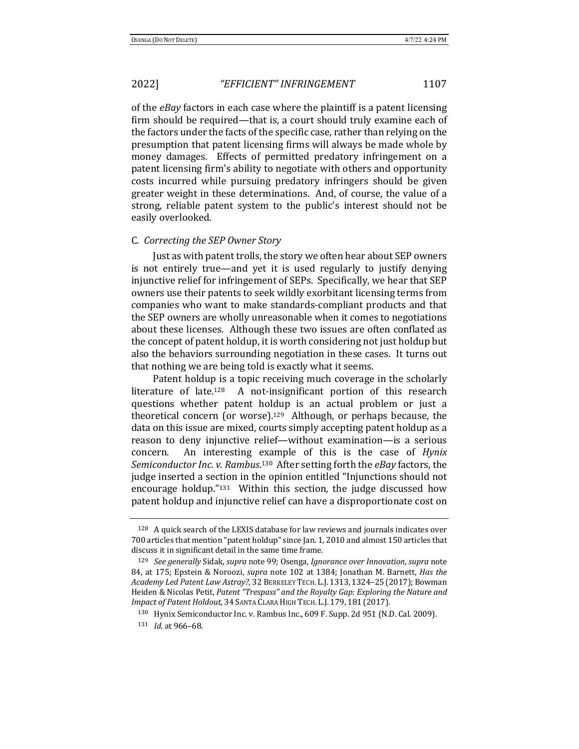of the *eBay* factors in each case where the plaintiff is a patent licensing firm should be required—that is, a court should truly examine each of the factors under the facts of the specific case, rather than relying on the presumption that patent licensing firms will always be made whole by money damages. Effects of permitted predatory infringement on a patent licensing firm's ability to negotiate with others and opportunity costs incurred while pursuing predatory infringers should be given greater weight in these determinations. And, of course, the value of a strong, reliable patent system to the public's interest should not be easily overlooked.

### C. *Correcting the SEP Owner Story*

Just as with patent trolls, the story we often hear about SEP owners is not entirely true—and yet it is used regularly to justify denying injunctive relief for infringement of SEPs. Specifically, we hear that SEP owners use their patents to seek wildly exorbitant licensing terms from companies who want to make standards-compliant products and that the SEP owners are wholly unreasonable when it comes to negotiations about these licenses. Although these two issues are often conflated as the concept of patent holdup, it is worth considering not just holdup but also the behaviors surrounding negotiation in these cases. It turns out that nothing we are being told is exactly what it seems.

Patent holdup is a topic receiving much coverage in the scholarly literature of late.[128] A not-insignificant portion of this research questions whether patent holdup is an actual problem or just a theoretical concern (or worse).[129] Although, or perhaps because, the data on this issue are mixed, courts simply accepting patent holdup as a reason to deny injunctive relief—without examination—is a serious concern. An interesting example of this is the case of *Hynix Semiconductor Inc. v. Rambus*.[130] After setting forth the *eBay* factors, the judge inserted a section in the opinion entitled "Injunctions should not encourage holdup."[131] Within this section, the judge discussed how patent holdup and injunctive relief can have a disproportionate cost on

---

[128] A quick search of the LEXIS database for law reviews and journals indicates over 700 articles that mention "patent holdup" since Jan. 1, 2010 and almost 150 articles that discuss it in significant detail in the same time frame.

[129] *See generally* Sidak, *supra* note 99; Osenga, *Ignorance over Innovation*, *supra* note 84, at 175; Epstein & Noroozi, *supra* note 102 at 1384; Jonathan M. Barnett, *Has the Academy Led Patent Law Astray?*, 32 BERKELEY TECH. L.J. 1313, 1324–25 (2017); Bowman Heiden & Nicolas Petit, *Patent "Trespass" and the Royalty Gap: Exploring the Nature and Impact of Patent Holdout*, 34 SANTA CLARA HIGH TECH. L.J. 179, 181 (2017).

[130] Hynix Semiconductor Inc. v. Rambus Inc., 609 F. Supp. 2d 951 (N.D. Cal. 2009).

[131] *Id.* at 966–68.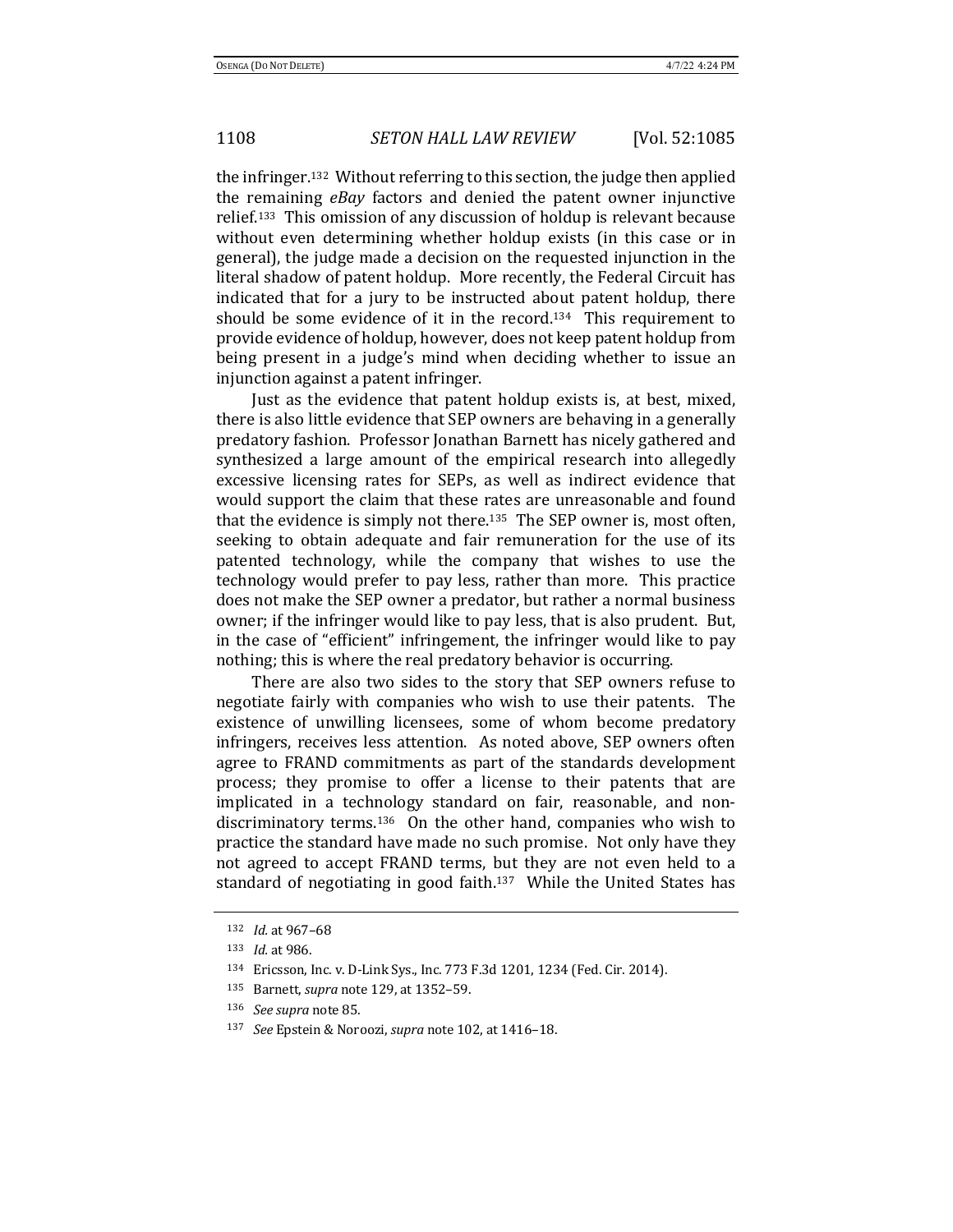the infringer.[132] Without referring to this section, the judge then applied the remaining *eBay* factors and denied the patent owner injunctive relief.[133] This omission of any discussion of holdup is relevant because without even determining whether holdup exists (in this case or in general), the judge made a decision on the requested injunction in the literal shadow of patent holdup. More recently, the Federal Circuit has indicated that for a jury to be instructed about patent holdup, there should be some evidence of it in the record.[134] This requirement to provide evidence of holdup, however, does not keep patent holdup from being present in a judge's mind when deciding whether to issue an injunction against a patent infringer.

Just as the evidence that patent holdup exists is, at best, mixed, there is also little evidence that SEP owners are behaving in a generally predatory fashion. Professor Jonathan Barnett has nicely gathered and synthesized a large amount of the empirical research into allegedly excessive licensing rates for SEPs, as well as indirect evidence that would support the claim that these rates are unreasonable and found that the evidence is simply not there.[135] The SEP owner is, most often, seeking to obtain adequate and fair remuneration for the use of its patented technology, while the company that wishes to use the technology would prefer to pay less, rather than more. This practice does not make the SEP owner a predator, but rather a normal business owner; if the infringer would like to pay less, that is also prudent. But, in the case of "efficient" infringement, the infringer would like to pay nothing; this is where the real predatory behavior is occurring.

There are also two sides to the story that SEP owners refuse to negotiate fairly with companies who wish to use their patents. The existence of unwilling licensees, some of whom become predatory infringers, receives less attention. As noted above, SEP owners often agree to FRAND commitments as part of the standards development process; they promise to offer a license to their patents that are implicated in a technology standard on fair, reasonable, and non-discriminatory terms.[136] On the other hand, companies who wish to practice the standard have made no such promise. Not only have they not agreed to accept FRAND terms, but they are not even held to a standard of negotiating in good faith.[137] While the United States has

---

[132] *Id.* at 967–68

[133] *Id.* at 986.

[134] Ericsson, Inc. v. D-Link Sys., Inc. 773 F.3d 1201, 1234 (Fed. Cir. 2014).

[135] Barnett, *supra* note 129, at 1352–59.

[136] *See supra* note 85.

[137] *See* Epstein & Noroozi, *supra* note 102, at 1416–18.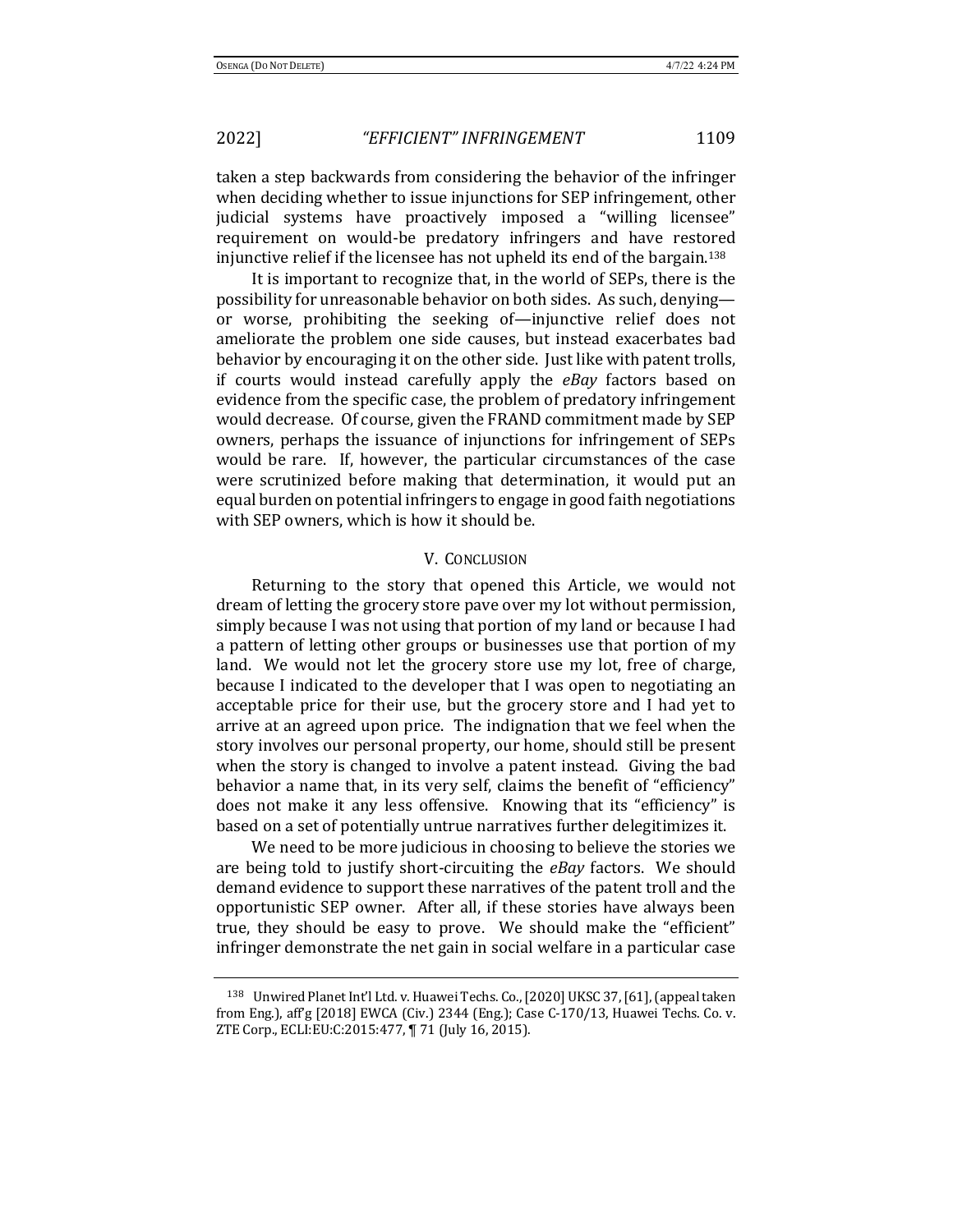taken a step backwards from considering the behavior of the infringer when deciding whether to issue injunctions for SEP infringement, other judicial systems have proactively imposed a "willing licensee" requirement on would-be predatory infringers and have restored injunctive relief if the licensee has not upheld its end of the bargain.[138]

It is important to recognize that, in the world of SEPs, there is the possibility for unreasonable behavior on both sides. As such, denying—or worse, prohibiting the seeking of—injunctive relief does not ameliorate the problem one side causes, but instead exacerbates bad behavior by encouraging it on the other side. Just like with patent trolls, if courts would instead carefully apply the *eBay* factors based on evidence from the specific case, the problem of predatory infringement would decrease. Of course, given the FRAND commitment made by SEP owners, perhaps the issuance of injunctions for infringement of SEPs would be rare. If, however, the particular circumstances of the case were scrutinized before making that determination, it would put an equal burden on potential infringers to engage in good faith negotiations with SEP owners, which is how it should be.

## V. Conclusion

Returning to the story that opened this Article, we would not dream of letting the grocery store pave over my lot without permission, simply because I was not using that portion of my land or because I had a pattern of letting other groups or businesses use that portion of my land. We would not let the grocery store use my lot, free of charge, because I indicated to the developer that I was open to negotiating an acceptable price for their use, but the grocery store and I had yet to arrive at an agreed upon price. The indignation that we feel when the story involves our personal property, our home, should still be present when the story is changed to involve a patent instead. Giving the bad behavior a name that, in its very self, claims the benefit of "efficiency" does not make it any less offensive. Knowing that its "efficiency" is based on a set of potentially untrue narratives further delegitimizes it.

We need to be more judicious in choosing to believe the stories we are being told to justify short-circuiting the *eBay* factors. We should demand evidence to support these narratives of the patent troll and the opportunistic SEP owner. After all, if these stories have always been true, they should be easy to prove. We should make the "efficient" infringer demonstrate the net gain in social welfare in a particular case

---

[138] Unwired Planet Int'l Ltd. v. Huawei Techs. Co., [2020] UKSC 37, [61], (appeal taken from Eng.), aff'g [2018] EWCA (Civ.) 2344 (Eng.); Case C-170/13, Huawei Techs. Co. v. ZTE Corp., ECLI:EU:C:2015:477, ¶ 71 (July 16, 2015).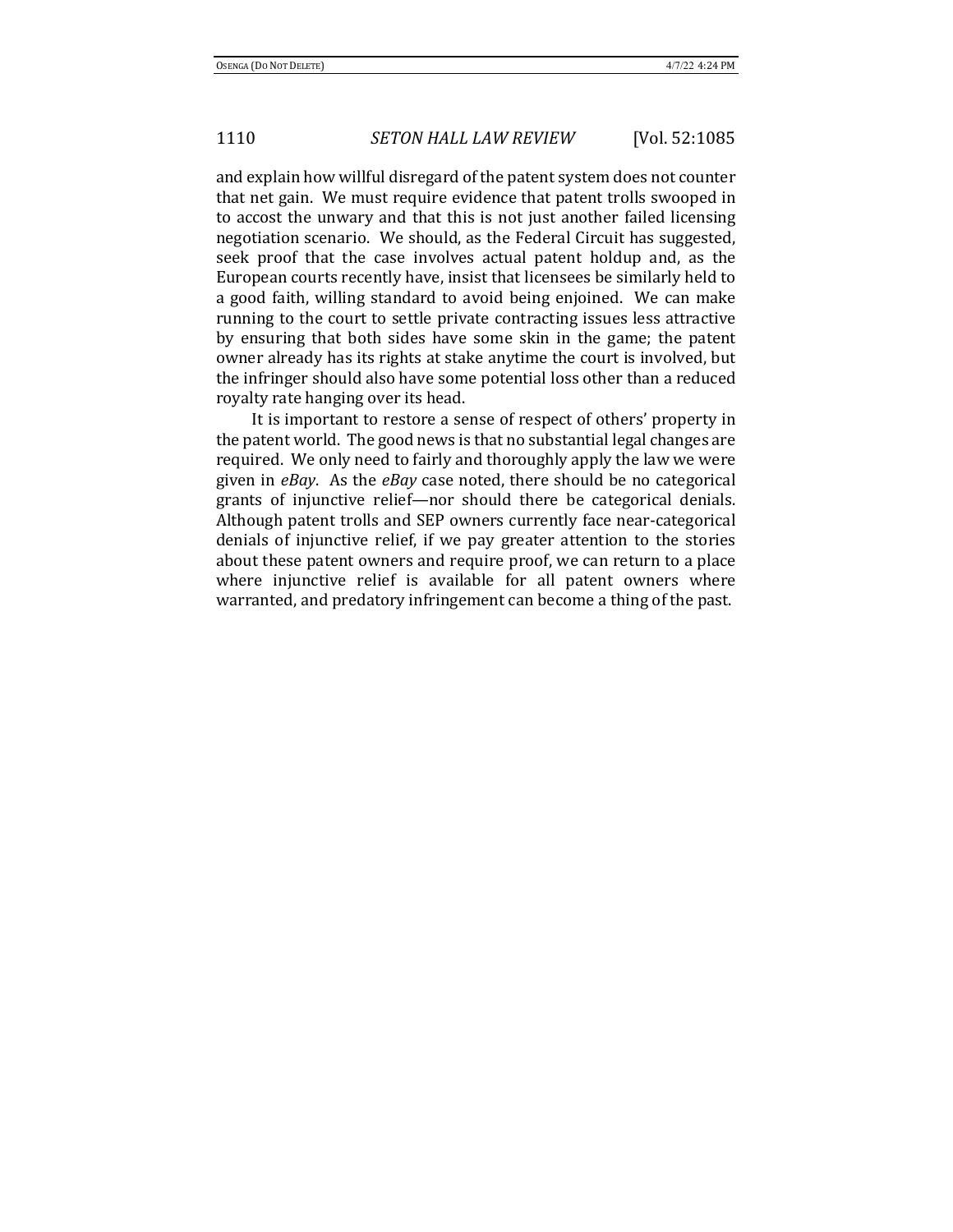and explain how willful disregard of the patent system does not counter that net gain. We must require evidence that patent trolls swooped in to accost the unwary and that this is not just another failed licensing negotiation scenario. We should, as the Federal Circuit has suggested, seek proof that the case involves actual patent holdup and, as the European courts recently have, insist that licensees be similarly held to a good faith, willing standard to avoid being enjoined. We can make running to the court to settle private contracting issues less attractive by ensuring that both sides have some skin in the game; the patent owner already has its rights at stake anytime the court is involved, but the infringer should also have some potential loss other than a reduced royalty rate hanging over its head.

It is important to restore a sense of respect of others' property in the patent world. The good news is that no substantial legal changes are required. We only need to fairly and thoroughly apply the law we were given in *eBay*. As the *eBay* case noted, there should be no categorical grants of injunctive relief—nor should there be categorical denials. Although patent trolls and SEP owners currently face near-categorical denials of injunctive relief, if we pay greater attention to the stories about these patent owners and require proof, we can return to a place where injunctive relief is available for all patent owners where warranted, and predatory infringement can become a thing of the past.